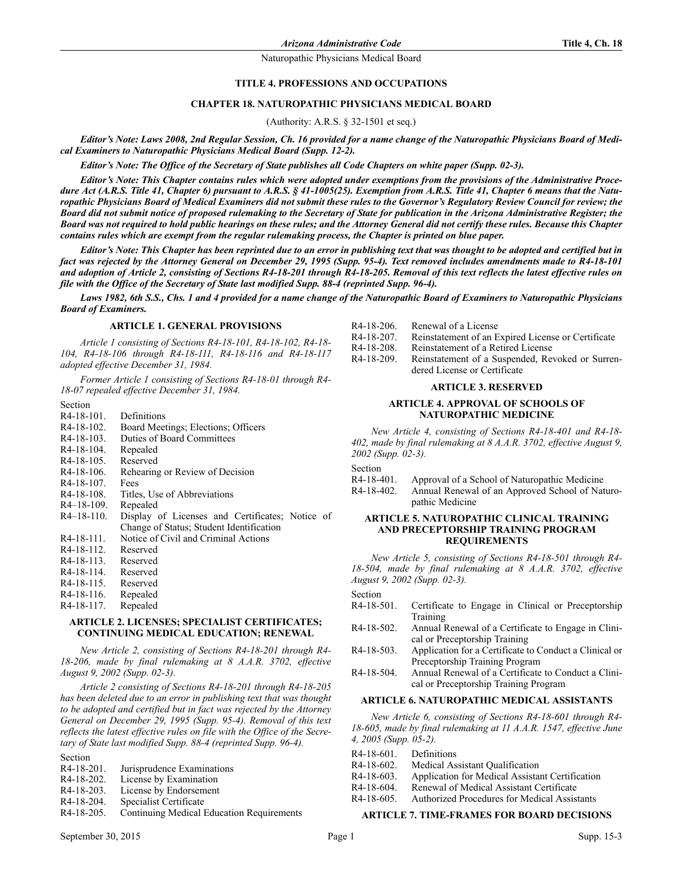# TITLE 4. PROFESSIONS AND OCCUPATIONS

## CHAPTER 18. NATUROPATHIC PHYSICIANS MEDICAL BOARD

(Authority: A.R.S. § 32-1501 et seq.)

***Editor's Note: Laws 2008, 2nd Regular Session, Ch. 16 provided for a name change of the Naturopathic Physicians Board of Medical Examiners to Naturopathic Physicians Medical Board (Supp. 12-2).***

***Editor's Note: The Office of the Secretary of State publishes all Code Chapters on white paper (Supp. 02-3).***

***Editor's Note: This Chapter contains rules which were adopted under exemptions from the provisions of the Administrative Procedure Act (A.R.S. Title 41, Chapter 6) pursuant to A.R.S. § 41-1005(25). Exemption from A.R.S. Title 41, Chapter 6 means that the Naturopathic Physicians Board of Medical Examiners did not submit these rules to the Governor's Regulatory Review Council for review; the Board did not submit notice of proposed rulemaking to the Secretary of State for publication in the Arizona Administrative Register; the Board was not required to hold public hearings on these rules; and the Attorney General did not certify these rules. Because this Chapter contains rules which are exempt from the regular rulemaking process, the Chapter is printed on blue paper.***

***Editor's Note: This Chapter has been reprinted due to an error in publishing text that was thought to be adopted and certified but in fact was rejected by the Attorney General on December 29, 1995 (Supp. 95-4). Text removed includes amendments made to R4-18-101 and adoption of Article 2, consisting of Sections R4-18-201 through R4-18-205. Removal of this text reflects the latest effective rules on file with the Office of the Secretary of State last modified Supp. 88-4 (reprinted Supp. 96-4).***

***Laws 1982, 6th S.S., Chs. 1 and 4 provided for a name change of the Naturopathic Board of Examiners to Naturopathic Physicians Board of Examiners.***

### ARTICLE 1. GENERAL PROVISIONS

*Article 1 consisting of Sections R4-18-101, R4-18-102, R4-18-104, R4-18-106 through R4-18-111, R4-18-116 and R4-18-117 adopted effective December 31, 1984.*

*Former Article 1 consisting of Sections R4-18-01 through R4-18-07 repealed effective December 31, 1984.*

Section
- R4-18-101. Definitions
- R4-18-102. Board Meetings; Elections; Officers
- R4-18-103. Duties of Board Committees
- R4-18-104. Repealed
- R4-18-105. Reserved
- R4-18-106. Rehearing or Review of Decision
- R4-18-107. Fees
- R4-18-108. Titles, Use of Abbreviations
- R4–18-109. Repealed
- R4–18-110. Display of Licenses and Certificates; Notice of Change of Status; Student Identification
- R4-18-111. Notice of Civil and Criminal Actions
- R4-18-112. Reserved
- R4-18-113. Reserved
- R4-18-114. Reserved
- R4-18-115. Reserved
- R4-18-116. Repealed
- R4-18-117. Repealed

### ARTICLE 2. LICENSES; SPECIALIST CERTIFICATES; CONTINUING MEDICAL EDUCATION; RENEWAL

*New Article 2, consisting of Sections R4-18-201 through R4-18-206, made by final rulemaking at 8 A.A.R. 3702, effective August 9, 2002 (Supp. 02-3).*

*Article 2 consisting of Sections R4-18-201 through R4-18-205 has been deleted due to an error in publishing text that was thought to be adopted and certified but in fact was rejected by the Attorney General on December 29, 1995 (Supp. 95-4). Removal of this text reflects the latest effective rules on file with the Office of the Secretary of State last modified Supp. 88-4 (reprinted Supp. 96-4).*

Section
- R4-18-201. Jurisprudence Examinations
- R4-18-202. License by Examination
- R4-18-203. License by Endorsement
- R4-18-204. Specialist Certificate
- R4-18-205. Continuing Medical Education Requirements
- R4-18-206. Renewal of a License
- R4-18-207. Reinstatement of an Expired License or Certificate
- R4-18-208. Reinstatement of a Retired License
- R4-18-209. Reinstatement of a Suspended, Revoked or Surrendered License or Certificate

### ARTICLE 3. RESERVED

### ARTICLE 4. APPROVAL OF SCHOOLS OF NATUROPATHIC MEDICINE

*New Article 4, consisting of Sections R4-18-401 and R4-18-402, made by final rulemaking at 8 A.A.R. 3702, effective August 9, 2002 (Supp. 02-3).*

Section
- R4-18-401. Approval of a School of Naturopathic Medicine
- R4-18-402. Annual Renewal of an Approved School of Naturopathic Medicine

### ARTICLE 5. NATUROPATHIC CLINICAL TRAINING AND PRECEPTORSHIP TRAINING PROGRAM REQUIREMENTS

*New Article 5, consisting of Sections R4-18-501 through R4-18-504, made by final rulemaking at 8 A.A.R. 3702, effective August 9, 2002 (Supp. 02-3).*

Section
- R4-18-501. Certificate to Engage in Clinical or Preceptorship Training
- R4-18-502. Annual Renewal of a Certificate to Engage in Clinical or Preceptorship Training
- R4-18-503. Application for a Certificate to Conduct a Clinical or Preceptorship Training Program
- R4-18-504. Annual Renewal of a Certificate to Conduct a Clinical or Preceptorship Training Program

### ARTICLE 6. NATUROPATHIC MEDICAL ASSISTANTS

*New Article 6, consisting of Sections R4-18-601 through R4-18-605, made by final rulemaking at 11 A.A.R. 1547, effective June 4, 2005 (Supp. 05-2).*

- R4-18-601. Definitions
- R4-18-602. Medical Assistant Qualification
- R4-18-603. Application for Medical Assistant Certification
- R4-18-604. Renewal of Medical Assistant Certificate
- R4-18-605. Authorized Procedures for Medical Assistants

### ARTICLE 7. TIME-FRAMES FOR BOARD DECISIONS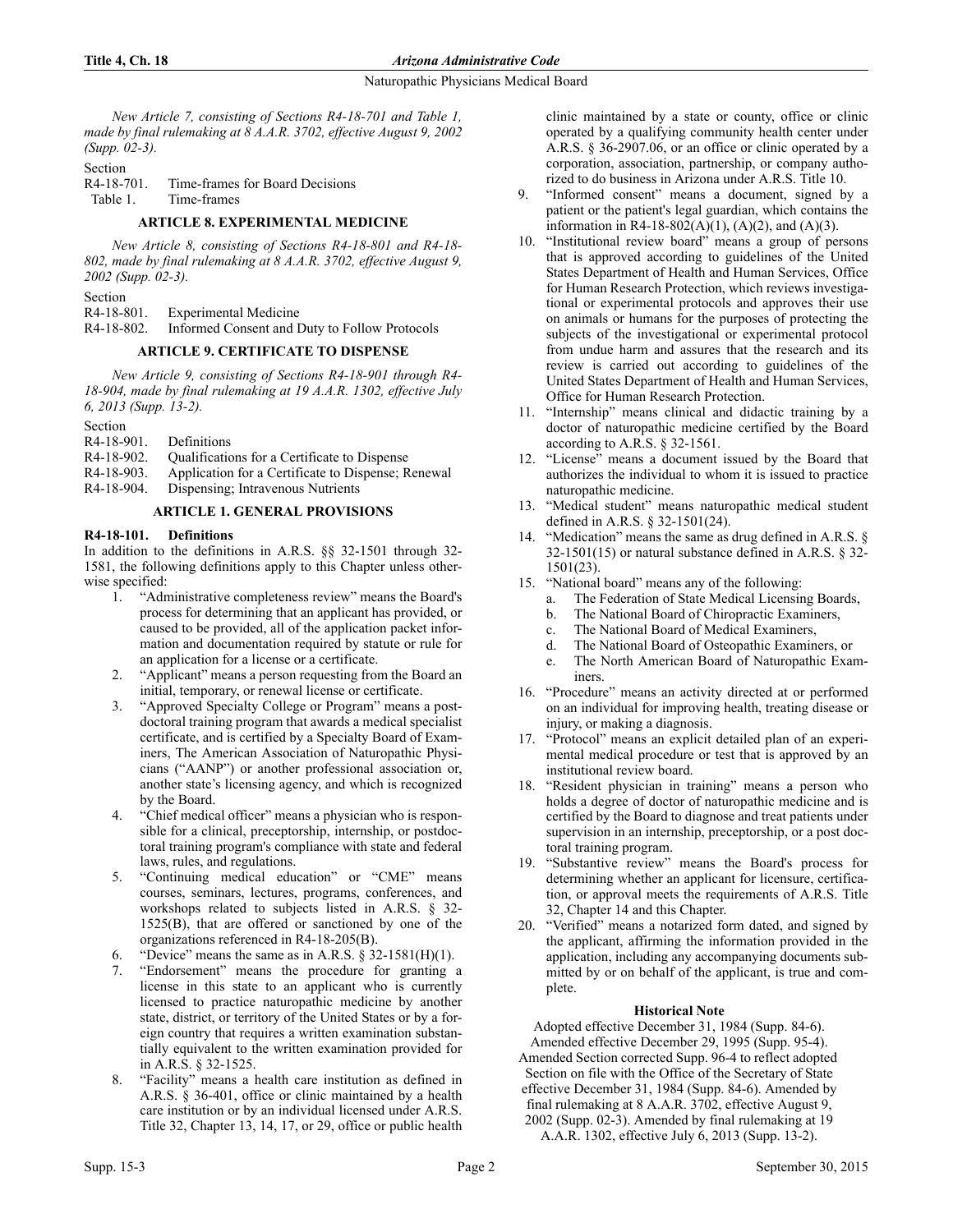*New Article 7, consisting of Sections R4-18-701 and Table 1, made by final rulemaking at 8 A.A.R. 3702, effective August 9, 2002 (Supp. 02-3).*

Section
R4-18-701. Time-frames for Board Decisions
Table 1. Time-frames

### ARTICLE 8. EXPERIMENTAL MEDICINE

*New Article 8, consisting of Sections R4-18-801 and R4-18-802, made by final rulemaking at 8 A.A.R. 3702, effective August 9, 2002 (Supp. 02-3).*

Section
R4-18-801. Experimental Medicine
R4-18-802. Informed Consent and Duty to Follow Protocols

### ARTICLE 9. CERTIFICATE TO DISPENSE

*New Article 9, consisting of Sections R4-18-901 through R4-18-904, made by final rulemaking at 19 A.A.R. 1302, effective July 6, 2013 (Supp. 13-2).*

Section
R4-18-901. Definitions
R4-18-902. Qualifications for a Certificate to Dispense
R4-18-903. Application for a Certificate to Dispense; Renewal
R4-18-904. Dispensing; Intravenous Nutrients

### ARTICLE 1. GENERAL PROVISIONS

**R4-18-101. Definitions**

In addition to the definitions in A.R.S. §§ 32-1501 through 32-1581, the following definitions apply to this Chapter unless otherwise specified:

1. "Administrative completeness review" means the Board's process for determining that an applicant has provided, or caused to be provided, all of the application packet information and documentation required by statute or rule for an application for a license or a certificate.
2. "Applicant" means a person requesting from the Board an initial, temporary, or renewal license or certificate.
3. "Approved Specialty College or Program" means a post-doctoral training program that awards a medical specialist certificate, and is certified by a Specialty Board of Examiners, The American Association of Naturopathic Physicians ("AANP") or another professional association or, another state's licensing agency, and which is recognized by the Board.
4. "Chief medical officer" means a physician who is responsible for a clinical, preceptorship, internship, or postdoctoral training program's compliance with state and federal laws, rules, and regulations.
5. "Continuing medical education" or "CME" means courses, seminars, lectures, programs, conferences, and workshops related to subjects listed in A.R.S. § 32-1525(B), that are offered or sanctioned by one of the organizations referenced in R4-18-205(B).
6. "Device" means the same as in A.R.S. § 32-1581(H)(1).
7. "Endorsement" means the procedure for granting a license in this state to an applicant who is currently licensed to practice naturopathic medicine by another state, district, or territory of the United States or by a foreign country that requires a written examination substantially equivalent to the written examination provided for in A.R.S. § 32-1525.
8. "Facility" means a health care institution as defined in A.R.S. § 36-401, office or clinic maintained by a health care institution or by an individual licensed under A.R.S. Title 32, Chapter 13, 14, 17, or 29, office or public health clinic maintained by a state or county, office or clinic operated by a qualifying community health center under A.R.S. § 36-2907.06, or an office or clinic operated by a corporation, association, partnership, or company authorized to do business in Arizona under A.R.S. Title 10.
9. "Informed consent" means a document, signed by a patient or the patient's legal guardian, which contains the information in R4-18-802(A)(1), (A)(2), and (A)(3).
10. "Institutional review board" means a group of persons that is approved according to guidelines of the United States Department of Health and Human Services, Office for Human Research Protection, which reviews investigational or experimental protocols and approves their use on animals or humans for the purposes of protecting the subjects of the investigational or experimental protocol from undue harm and assures that the research and its review is carried out according to guidelines of the United States Department of Health and Human Services, Office for Human Research Protection.
11. "Internship" means clinical and didactic training by a doctor of naturopathic medicine certified by the Board according to A.R.S. § 32-1561.
12. "License" means a document issued by the Board that authorizes the individual to whom it is issued to practice naturopathic medicine.
13. "Medical student" means naturopathic medical student defined in A.R.S. § 32-1501(24).
14. "Medication" means the same as drug defined in A.R.S. § 32-1501(15) or natural substance defined in A.R.S. § 32-1501(23).
15. "National board" means any of the following:
    a. The Federation of State Medical Licensing Boards,
    b. The National Board of Chiropractic Examiners,
    c. The National Board of Medical Examiners,
    d. The National Board of Osteopathic Examiners, or
    e. The North American Board of Naturopathic Examiners.
16. "Procedure" means an activity directed at or performed on an individual for improving health, treating disease or injury, or making a diagnosis.
17. "Protocol" means an explicit detailed plan of an experimental medical procedure or test that is approved by an institutional review board.
18. "Resident physician in training" means a person who holds a degree of doctor of naturopathic medicine and is certified by the Board to diagnose and treat patients under supervision in an internship, preceptorship, or a post doctoral training program.
19. "Substantive review" means the Board's process for determining whether an applicant for licensure, certification, or approval meets the requirements of A.R.S. Title 32, Chapter 14 and this Chapter.
20. "Verified" means a notarized form dated, and signed by the applicant, affirming the information provided in the application, including any accompanying documents submitted by or on behalf of the applicant, is true and complete.

**Historical Note**

Adopted effective December 31, 1984 (Supp. 84-6). Amended effective December 29, 1995 (Supp. 95-4). Amended Section corrected Supp. 96-4 to reflect adopted Section on file with the Office of the Secretary of State effective December 31, 1984 (Supp. 84-6). Amended by final rulemaking at 8 A.A.R. 3702, effective August 9, 2002 (Supp. 02-3). Amended by final rulemaking at 19 A.A.R. 1302, effective July 6, 2013 (Supp. 13-2).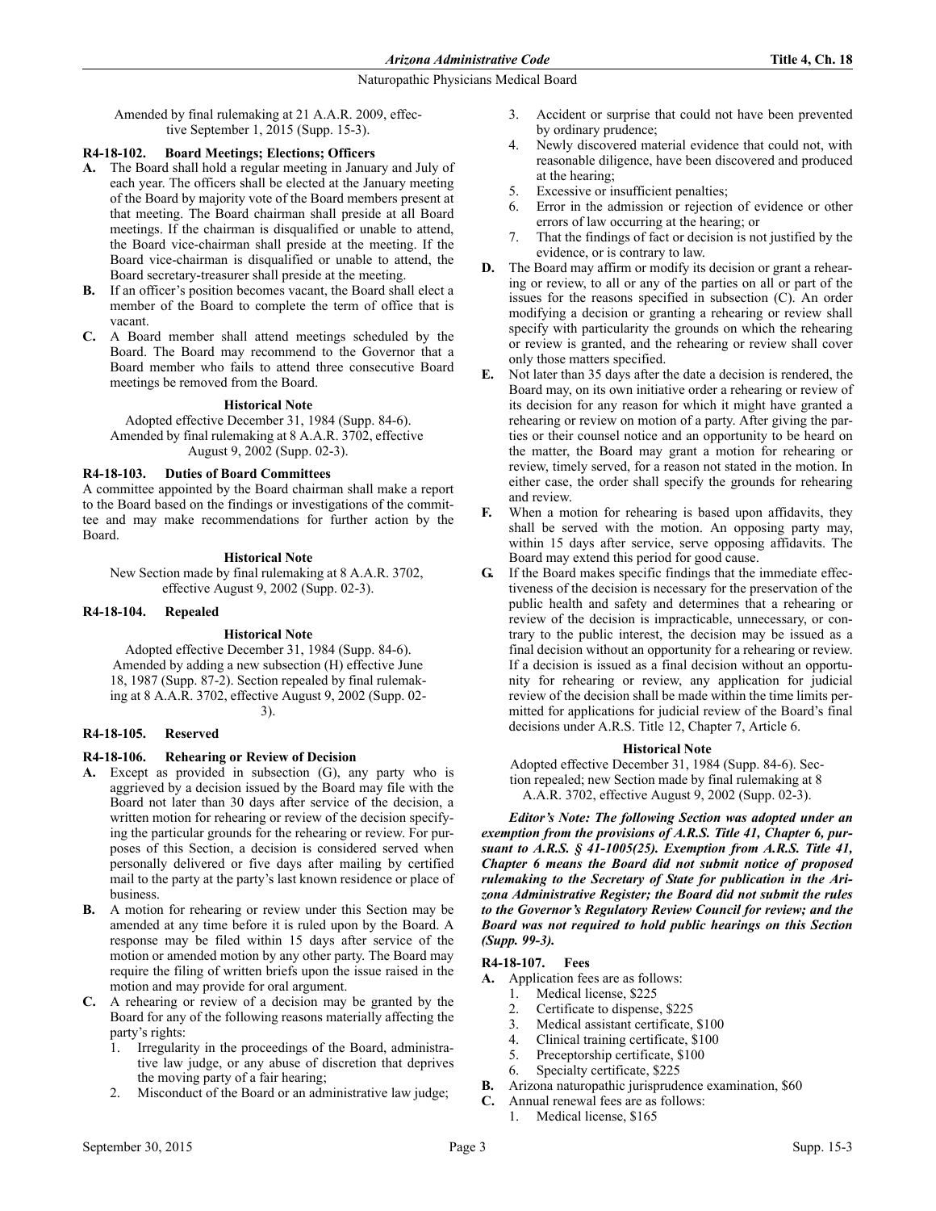Amended by final rulemaking at 21 A.A.R. 2009, effective September 1, 2015 (Supp. 15-3).

### R4-18-102. Board Meetings; Elections; Officers

**A.** The Board shall hold a regular meeting in January and July of each year. The officers shall be elected at the January meeting of the Board by majority vote of the Board members present at that meeting. The Board chairman shall preside at all Board meetings. If the chairman is disqualified or unable to attend, the Board vice-chairman shall preside at the meeting. If the Board vice-chairman is disqualified or unable to attend, the Board secretary-treasurer shall preside at the meeting.

**B.** If an officer's position becomes vacant, the Board shall elect a member of the Board to complete the term of office that is vacant.

**C.** A Board member shall attend meetings scheduled by the Board. The Board may recommend to the Governor that a Board member who fails to attend three consecutive Board meetings be removed from the Board.

**Historical Note**

Adopted effective December 31, 1984 (Supp. 84-6). Amended by final rulemaking at 8 A.A.R. 3702, effective August 9, 2002 (Supp. 02-3).

### R4-18-103. Duties of Board Committees

A committee appointed by the Board chairman shall make a report to the Board based on the findings or investigations of the committee and may make recommendations for further action by the Board.

**Historical Note**

New Section made by final rulemaking at 8 A.A.R. 3702, effective August 9, 2002 (Supp. 02-3).

### R4-18-104. Repealed

**Historical Note**

Adopted effective December 31, 1984 (Supp. 84-6). Amended by adding a new subsection (H) effective June 18, 1987 (Supp. 87-2). Section repealed by final rulemaking at 8 A.A.R. 3702, effective August 9, 2002 (Supp. 02-3).

### R4-18-105. Reserved

### R4-18-106. Rehearing or Review of Decision

**A.** Except as provided in subsection (G), any party who is aggrieved by a decision issued by the Board may file with the Board not later than 30 days after service of the decision, a written motion for rehearing or review of the decision specifying the particular grounds for the rehearing or review. For purposes of this Section, a decision is considered served when personally delivered or five days after mailing by certified mail to the party at the party's last known residence or place of business.

**B.** A motion for rehearing or review under this Section may be amended at any time before it is ruled upon by the Board. A response may be filed within 15 days after service of the motion or amended motion by any other party. The Board may require the filing of written briefs upon the issue raised in the motion and may provide for oral argument.

**C.** A rehearing or review of a decision may be granted by the Board for any of the following reasons materially affecting the party's rights:

1. Irregularity in the proceedings of the Board, administrative law judge, or any abuse of discretion that deprives the moving party of a fair hearing;
2. Misconduct of the Board or an administrative law judge;
3. Accident or surprise that could not have been prevented by ordinary prudence;
4. Newly discovered material evidence that could not, with reasonable diligence, have been discovered and produced at the hearing;
5. Excessive or insufficient penalties;
6. Error in the admission or rejection of evidence or other errors of law occurring at the hearing; or
7. That the findings of fact or decision is not justified by the evidence, or is contrary to law.

**D.** The Board may affirm or modify its decision or grant a rehearing or review, to all or any of the parties on all or part of the issues for the reasons specified in subsection (C). An order modifying a decision or granting a rehearing or review shall specify with particularity the grounds on which the rehearing or review is granted, and the rehearing or review shall cover only those matters specified.

**E.** Not later than 35 days after the date a decision is rendered, the Board may, on its own initiative order a rehearing or review of its decision for any reason for which it might have granted a rehearing or review on motion of a party. After giving the parties or their counsel notice and an opportunity to be heard on the matter, the Board may grant a motion for rehearing or review, timely served, for a reason not stated in the motion. In either case, the order shall specify the grounds for rehearing and review.

**F.** When a motion for rehearing is based upon affidavits, they shall be served with the motion. An opposing party may, within 15 days after service, serve opposing affidavits. The Board may extend this period for good cause.

**G.** If the Board makes specific findings that the immediate effectiveness of the decision is necessary for the preservation of the public health and safety and determines that a rehearing or review of the decision is impracticable, unnecessary, or contrary to the public interest, the decision may be issued as a final decision without an opportunity for a rehearing or review. If a decision is issued as a final decision without an opportunity for rehearing or review, any application for judicial review of the decision shall be made within the time limits permitted for applications for judicial review of the Board's final decisions under A.R.S. Title 12, Chapter 7, Article 6.

**Historical Note**

Adopted effective December 31, 1984 (Supp. 84-6). Section repealed; new Section made by final rulemaking at 8 A.A.R. 3702, effective August 9, 2002 (Supp. 02-3).

***Editor's Note: The following Section was adopted under an exemption from the provisions of A.R.S. Title 41, Chapter 6, pursuant to A.R.S. § 41-1005(25). Exemption from A.R.S. Title 41, Chapter 6 means the Board did not submit notice of proposed rulemaking to the Secretary of State for publication in the Arizona Administrative Register; the Board did not submit the rules to the Governor's Regulatory Review Council for review; and the Board was not required to hold public hearings on this Section (Supp. 99-3).***

### R4-18-107. Fees

**A.** Application fees are as follows:

1. Medical license, $225
2. Certificate to dispense, $225
3. Medical assistant certificate, $100
4. Clinical training certificate, $100
5. Preceptorship certificate, $100
6. Specialty certificate, $225

**B.** Arizona naturopathic jurisprudence examination, $60

**C.** Annual renewal fees are as follows:

1. Medical license, $165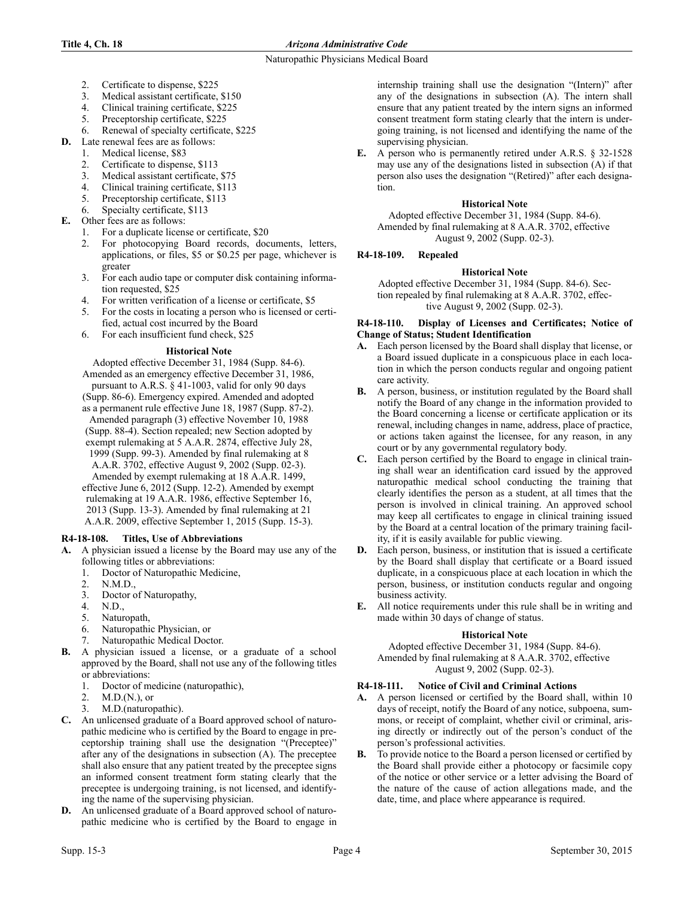2. Certificate to dispense, $225
3. Medical assistant certificate, $150
4. Clinical training certificate, $225
5. Preceptorship certificate, $225
6. Renewal of specialty certificate, $225

**D.** Late renewal fees are as follows:

1. Medical license, $83
2. Certificate to dispense, $113
3. Medical assistant certificate, $75
4. Clinical training certificate, $113
5. Preceptorship certificate, $113
6. Specialty certificate, $113

**E.** Other fees are as follows:

1. For a duplicate license or certificate, $20
2. For photocopying Board records, documents, letters, applications, or files, $5 or $0.25 per page, whichever is greater
3. For each audio tape or computer disk containing information requested, $25
4. For written verification of a license or certificate, $5
5. For the costs in locating a person who is licensed or certified, actual cost incurred by the Board
6. For each insufficient fund check, $25

**Historical Note**

Adopted effective December 31, 1984 (Supp. 84-6). Amended as an emergency effective December 31, 1986, pursuant to A.R.S. § 41-1003, valid for only 90 days (Supp. 86-6). Emergency expired. Amended and adopted as a permanent rule effective June 18, 1987 (Supp. 87-2). Amended paragraph (3) effective November 10, 1988 (Supp. 88-4). Section repealed; new Section adopted by exempt rulemaking at 5 A.A.R. 2874, effective July 28, 1999 (Supp. 99-3). Amended by final rulemaking at 8 A.A.R. 3702, effective August 9, 2002 (Supp. 02-3). Amended by exempt rulemaking at 18 A.A.R. 1499, effective June 6, 2012 (Supp. 12-2). Amended by exempt rulemaking at 19 A.A.R. 1986, effective September 16, 2013 (Supp. 13-3). Amended by final rulemaking at 21 A.A.R. 2009, effective September 1, 2015 (Supp. 15-3).

### R4-18-108. Titles, Use of Abbreviations

**A.** A physician issued a license by the Board may use any of the following titles or abbreviations:

1. Doctor of Naturopathic Medicine,
2. N.M.D.,
3. Doctor of Naturopathy,
4. N.D.,
5. Naturopath,
6. Naturopathic Physician, or
7. Naturopathic Medical Doctor.

**B.** A physician issued a license, or a graduate of a school approved by the Board, shall not use any of the following titles or abbreviations:

1. Doctor of medicine (naturopathic),
2. M.D.(N.), or
3. M.D.(naturopathic).

**C.** An unlicensed graduate of a Board approved school of naturopathic medicine who is certified by the Board to engage in preceptorship training shall use the designation "(Preceptee)" after any of the designations in subsection (A). The preceptee shall also ensure that any patient treated by the preceptee signs an informed consent treatment form stating clearly that the preceptee is undergoing training, is not licensed, and identifying the name of the supervising physician.

**D.** An unlicensed graduate of a Board approved school of naturopathic medicine who is certified by the Board to engage in internship training shall use the designation "(Intern)" after any of the designations in subsection (A). The intern shall ensure that any patient treated by the intern signs an informed consent treatment form stating clearly that the intern is undergoing training, is not licensed and identifying the name of the supervising physician.

**E.** A person who is permanently retired under A.R.S. § 32-1528 may use any of the designations listed in subsection (A) if that person also uses the designation "(Retired)" after each designation.

**Historical Note**

Adopted effective December 31, 1984 (Supp. 84-6). Amended by final rulemaking at 8 A.A.R. 3702, effective August 9, 2002 (Supp. 02-3).

### R4-18-109. Repealed

**Historical Note**

Adopted effective December 31, 1984 (Supp. 84-6). Section repealed by final rulemaking at 8 A.A.R. 3702, effective August 9, 2002 (Supp. 02-3).

### R4-18-110. Display of Licenses and Certificates; Notice of Change of Status; Student Identification

**A.** Each person licensed by the Board shall display that license, or a Board issued duplicate in a conspicuous place in each location in which the person conducts regular and ongoing patient care activity.

**B.** A person, business, or institution regulated by the Board shall notify the Board of any change in the information provided to the Board concerning a license or certificate application or its renewal, including changes in name, address, place of practice, or actions taken against the licensee, for any reason, in any court or by any governmental regulatory body.

**C.** Each person certified by the Board to engage in clinical training shall wear an identification card issued by the approved naturopathic medical school conducting the training that clearly identifies the person as a student, at all times that the person is involved in clinical training. An approved school may keep all certificates to engage in clinical training issued by the Board at a central location of the primary training facility, if it is easily available for public viewing.

**D.** Each person, business, or institution that is issued a certificate by the Board shall display that certificate or a Board issued duplicate, in a conspicuous place at each location in which the person, business, or institution conducts regular and ongoing business activity.

**E.** All notice requirements under this rule shall be in writing and made within 30 days of change of status.

**Historical Note**

Adopted effective December 31, 1984 (Supp. 84-6). Amended by final rulemaking at 8 A.A.R. 3702, effective August 9, 2002 (Supp. 02-3).

### R4-18-111. Notice of Civil and Criminal Actions

**A.** A person licensed or certified by the Board shall, within 10 days of receipt, notify the Board of any notice, subpoena, summons, or receipt of complaint, whether civil or criminal, arising directly or indirectly out of the person's conduct of the person's professional activities.

**B.** To provide notice to the Board a person licensed or certified by the Board shall provide either a photocopy or facsimile copy of the notice or other service or a letter advising the Board of the nature of the cause of action allegations made, and the date, time, and place where appearance is required.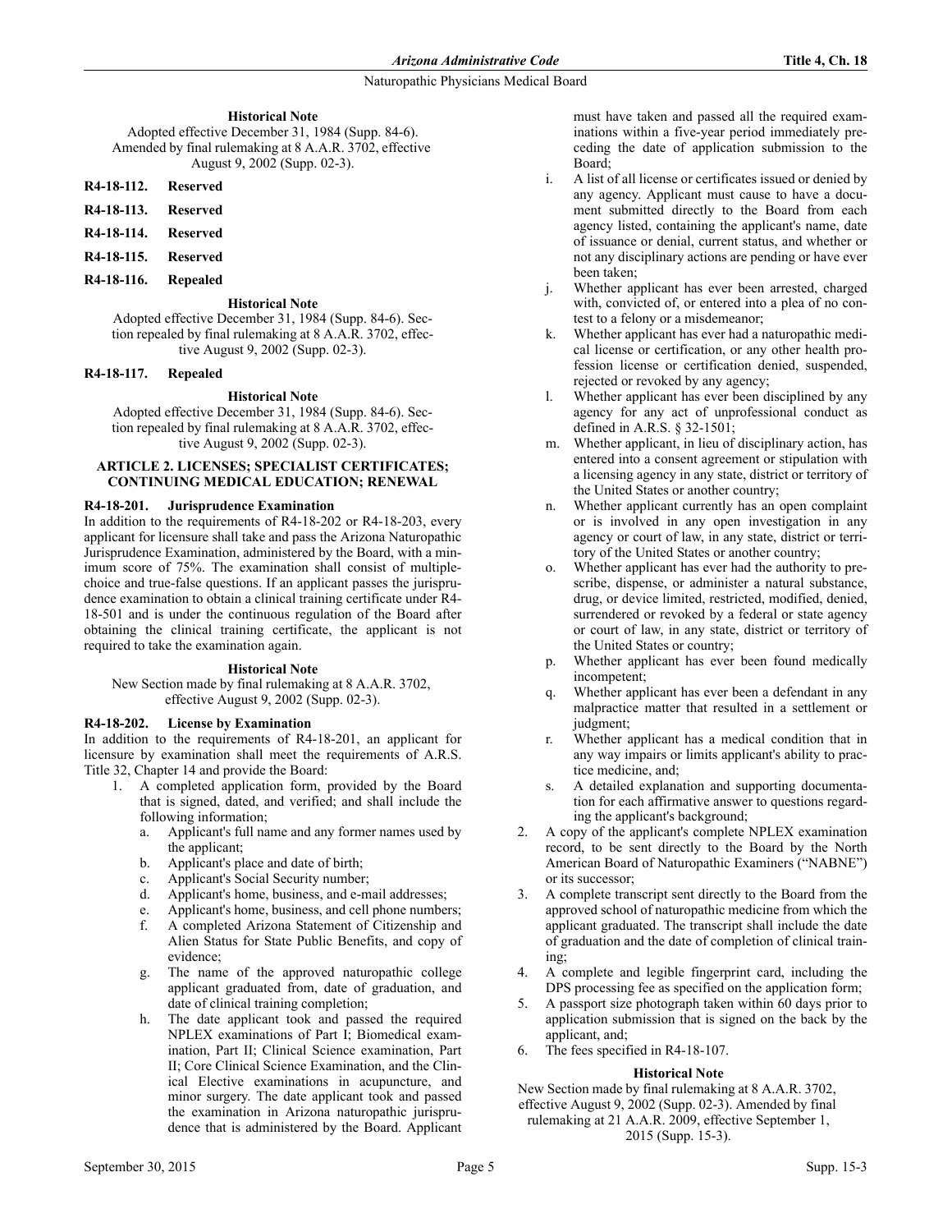**Historical Note**

Adopted effective December 31, 1984 (Supp. 84-6). Amended by final rulemaking at 8 A.A.R. 3702, effective August 9, 2002 (Supp. 02-3).

**R4-18-112. Reserved**

**R4-18-113. Reserved**

**R4-18-114. Reserved**

**R4-18-115. Reserved**

**R4-18-116. Repealed**

**Historical Note**

Adopted effective December 31, 1984 (Supp. 84-6). Section repealed by final rulemaking at 8 A.A.R. 3702, effective August 9, 2002 (Supp. 02-3).

**R4-18-117. Repealed**

**Historical Note**

Adopted effective December 31, 1984 (Supp. 84-6). Section repealed by final rulemaking at 8 A.A.R. 3702, effective August 9, 2002 (Supp. 02-3).

## ARTICLE 2. LICENSES; SPECIALIST CERTIFICATES; CONTINUING MEDICAL EDUCATION; RENEWAL

**R4-18-201. Jurisprudence Examination**

In addition to the requirements of R4-18-202 or R4-18-203, every applicant for licensure shall take and pass the Arizona Naturopathic Jurisprudence Examination, administered by the Board, with a minimum score of 75%. The examination shall consist of multiple-choice and true-false questions. If an applicant passes the jurisprudence examination to obtain a clinical training certificate under R4-18-501 and is under the continuous regulation of the Board after obtaining the clinical training certificate, the applicant is not required to take the examination again.

**Historical Note**

New Section made by final rulemaking at 8 A.A.R. 3702, effective August 9, 2002 (Supp. 02-3).

**R4-18-202. License by Examination**

In addition to the requirements of R4-18-201, an applicant for licensure by examination shall meet the requirements of A.R.S. Title 32, Chapter 14 and provide the Board:

1. A completed application form, provided by the Board that is signed, dated, and verified; and shall include the following information;
   a. Applicant's full name and any former names used by the applicant;
   b. Applicant's place and date of birth;
   c. Applicant's Social Security number;
   d. Applicant's home, business, and e-mail addresses;
   e. Applicant's home, business, and cell phone numbers;
   f. A completed Arizona Statement of Citizenship and Alien Status for State Public Benefits, and copy of evidence;
   g. The name of the approved naturopathic college applicant graduated from, date of graduation, and date of clinical training completion;
   h. The date applicant took and passed the required NPLEX examinations of Part I; Biomedical examination, Part II; Clinical Science examination, Part II; Core Clinical Science Examination, and the Clinical Elective examinations in acupuncture, and minor surgery. The date applicant took and passed the examination in Arizona naturopathic jurisprudence that is administered by the Board. Applicant must have taken and passed all the required examinations within a five-year period immediately preceding the date of application submission to the Board;
   i. A list of all license or certificates issued or denied by any agency. Applicant must cause to have a document submitted directly to the Board from each agency listed, containing the applicant's name, date of issuance or denial, current status, and whether or not any disciplinary actions are pending or have ever been taken;
   j. Whether applicant has ever been arrested, charged with, convicted of, or entered into a plea of no contest to a felony or a misdemeanor;
   k. Whether applicant has ever had a naturopathic medical license or certification, or any other health profession license or certification denied, suspended, rejected or revoked by any agency;
   l. Whether applicant has ever been disciplined by any agency for any act of unprofessional conduct as defined in A.R.S. § 32-1501;
   m. Whether applicant, in lieu of disciplinary action, has entered into a consent agreement or stipulation with a licensing agency in any state, district or territory of the United States or another country;
   n. Whether applicant currently has an open complaint or is involved in any open investigation in any agency or court of law, in any state, district or territory of the United States or another country;
   o. Whether applicant has ever had the authority to prescribe, dispense, or administer a natural substance, drug, or device limited, restricted, modified, denied, surrendered or revoked by a federal or state agency or court of law, in any state, district or territory of the United States or country;
   p. Whether applicant has ever been found medically incompetent;
   q. Whether applicant has ever been a defendant in any malpractice matter that resulted in a settlement or judgment;
   r. Whether applicant has a medical condition that in any way impairs or limits applicant's ability to practice medicine, and;
   s. A detailed explanation and supporting documentation for each affirmative answer to questions regarding the applicant's background;
2. A copy of the applicant's complete NPLEX examination record, to be sent directly to the Board by the North American Board of Naturopathic Examiners ("NABNE") or its successor;
3. A complete transcript sent directly to the Board from the approved school of naturopathic medicine from which the applicant graduated. The transcript shall include the date of graduation and the date of completion of clinical training;
4. A complete and legible fingerprint card, including the DPS processing fee as specified on the application form;
5. A passport size photograph taken within 60 days prior to application submission that is signed on the back by the applicant, and;
6. The fees specified in R4-18-107.

**Historical Note**

New Section made by final rulemaking at 8 A.A.R. 3702, effective August 9, 2002 (Supp. 02-3). Amended by final rulemaking at 21 A.A.R. 2009, effective September 1, 2015 (Supp. 15-3).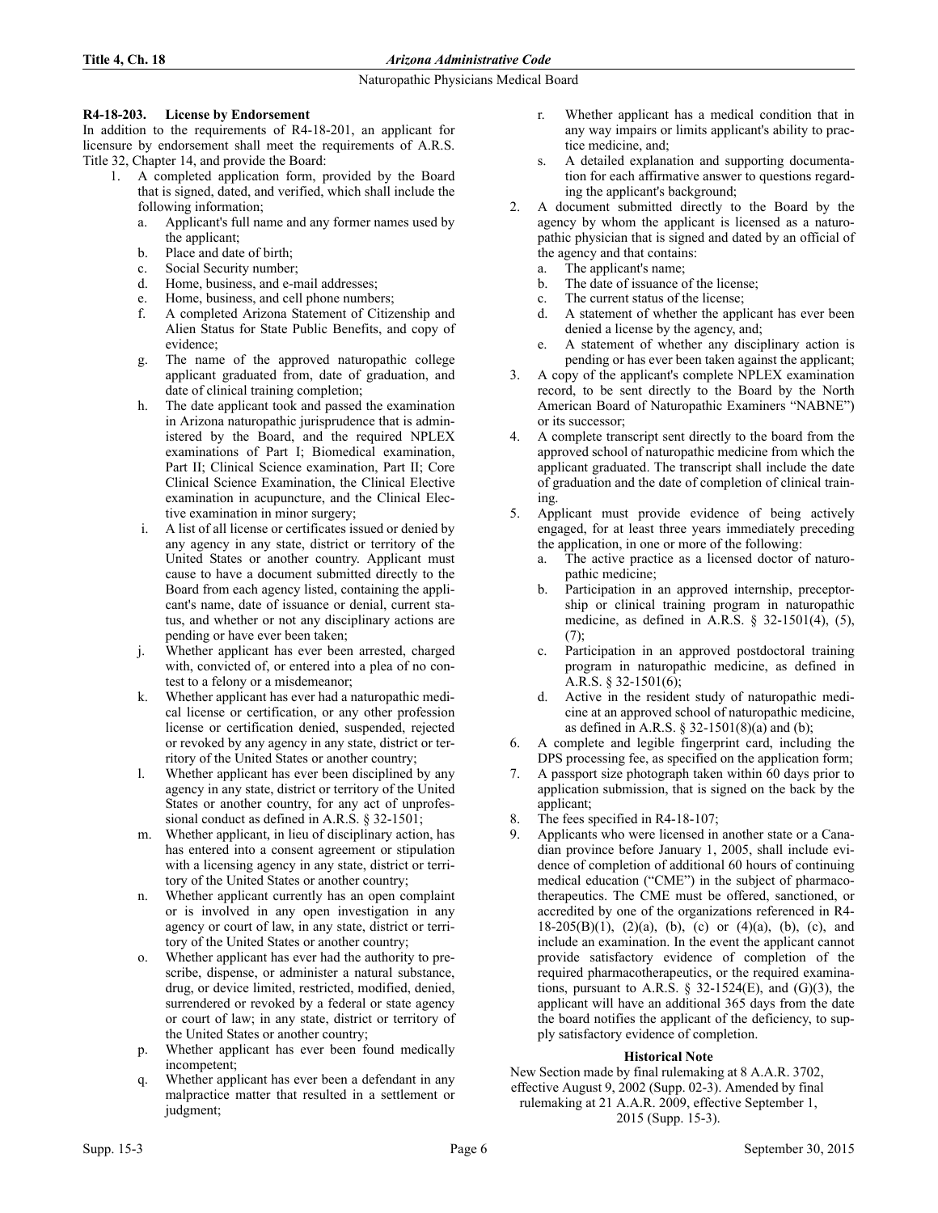### R4-18-203. License by Endorsement

In addition to the requirements of R4-18-201, an applicant for licensure by endorsement shall meet the requirements of A.R.S. Title 32, Chapter 14, and provide the Board:

1. A completed application form, provided by the Board that is signed, dated, and verified, which shall include the following information;
   a. Applicant's full name and any former names used by the applicant;
   b. Place and date of birth;
   c. Social Security number;
   d. Home, business, and e-mail addresses;
   e. Home, business, and cell phone numbers;
   f. A completed Arizona Statement of Citizenship and Alien Status for State Public Benefits, and copy of evidence;
   g. The name of the approved naturopathic college applicant graduated from, date of graduation, and date of clinical training completion;
   h. The date applicant took and passed the examination in Arizona naturopathic jurisprudence that is administered by the Board, and the required NPLEX examinations of Part I; Biomedical examination, Part II; Clinical Science examination, Part II; Core Clinical Science Examination, the Clinical Elective examination in acupuncture, and the Clinical Elective examination in minor surgery;
   i. A list of all license or certificates issued or denied by any agency in any state, district or territory of the United States or another country. Applicant must cause to have a document submitted directly to the Board from each agency listed, containing the applicant's name, date of issuance or denial, current status, and whether or not any disciplinary actions are pending or have ever been taken;
   j. Whether applicant has ever been arrested, charged with, convicted of, or entered into a plea of no contest to a felony or a misdemeanor;
   k. Whether applicant has ever had a naturopathic medical license or certification, or any other profession license or certification denied, suspended, rejected or revoked by any agency in any state, district or territory of the United States or another country;
   l. Whether applicant has ever been disciplined by any agency in any state, district or territory of the United States or another country, for any act of unprofessional conduct as defined in A.R.S. § 32-1501;
   m. Whether applicant, in lieu of disciplinary action, has has entered into a consent agreement or stipulation with a licensing agency in any state, district or territory of the United States or another country;
   n. Whether applicant currently has an open complaint or is involved in any open investigation in any agency or court of law, in any state, district or territory of the United States or another country;
   o. Whether applicant has ever had the authority to prescribe, dispense, or administer a natural substance, drug, or device limited, restricted, modified, denied, surrendered or revoked by a federal or state agency or court of law; in any state, district or territory of the United States or another country;
   p. Whether applicant has ever been found medically incompetent;
   q. Whether applicant has ever been a defendant in any malpractice matter that resulted in a settlement or judgment;
   r. Whether applicant has a medical condition that in any way impairs or limits applicant's ability to practice medicine, and;
   s. A detailed explanation and supporting documentation for each affirmative answer to questions regarding the applicant's background;
2. A document submitted directly to the Board by the agency by whom the applicant is licensed as a naturopathic physician that is signed and dated by an official of the agency and that contains:
   a. The applicant's name;
   b. The date of issuance of the license;
   c. The current status of the license;
   d. A statement of whether the applicant has ever been denied a license by the agency, and;
   e. A statement of whether any disciplinary action is pending or has ever been taken against the applicant;
3. A copy of the applicant's complete NPLEX examination record, to be sent directly to the Board by the North American Board of Naturopathic Examiners "NABNE") or its successor;
4. A complete transcript sent directly to the board from the approved school of naturopathic medicine from which the applicant graduated. The transcript shall include the date of graduation and the date of completion of clinical training.
5. Applicant must provide evidence of being actively engaged, for at least three years immediately preceding the application, in one or more of the following:
   a. The active practice as a licensed doctor of naturopathic medicine;
   b. Participation in an approved internship, preceptorship or clinical training program in naturopathic medicine, as defined in A.R.S. § 32-1501(4), (5), (7);
   c. Participation in an approved postdoctoral training program in naturopathic medicine, as defined in A.R.S. § 32-1501(6);
   d. Active in the resident study of naturopathic medicine at an approved school of naturopathic medicine, as defined in A.R.S. § 32-1501(8)(a) and (b);
6. A complete and legible fingerprint card, including the DPS processing fee, as specified on the application form;
7. A passport size photograph taken within 60 days prior to application submission, that is signed on the back by the applicant;
8. The fees specified in R4-18-107;
9. Applicants who were licensed in another state or a Canadian province before January 1, 2005, shall include evidence of completion of additional 60 hours of continuing medical education ("CME") in the subject of pharmacotherapeutics. The CME must be offered, sanctioned, or accredited by one of the organizations referenced in R4-18-205(B)(1), (2)(a), (b), (c) or (4)(a), (b), (c), and include an examination. In the event the applicant cannot provide satisfactory evidence of completion of the required pharmacotherapeutics, or the required examinations, pursuant to A.R.S. § 32-1524(E), and (G)(3), the applicant will have an additional 365 days from the date the board notifies the applicant of the deficiency, to supply satisfactory evidence of completion.

**Historical Note**

New Section made by final rulemaking at 8 A.A.R. 3702, effective August 9, 2002 (Supp. 02-3). Amended by final rulemaking at 21 A.A.R. 2009, effective September 1, 2015 (Supp. 15-3).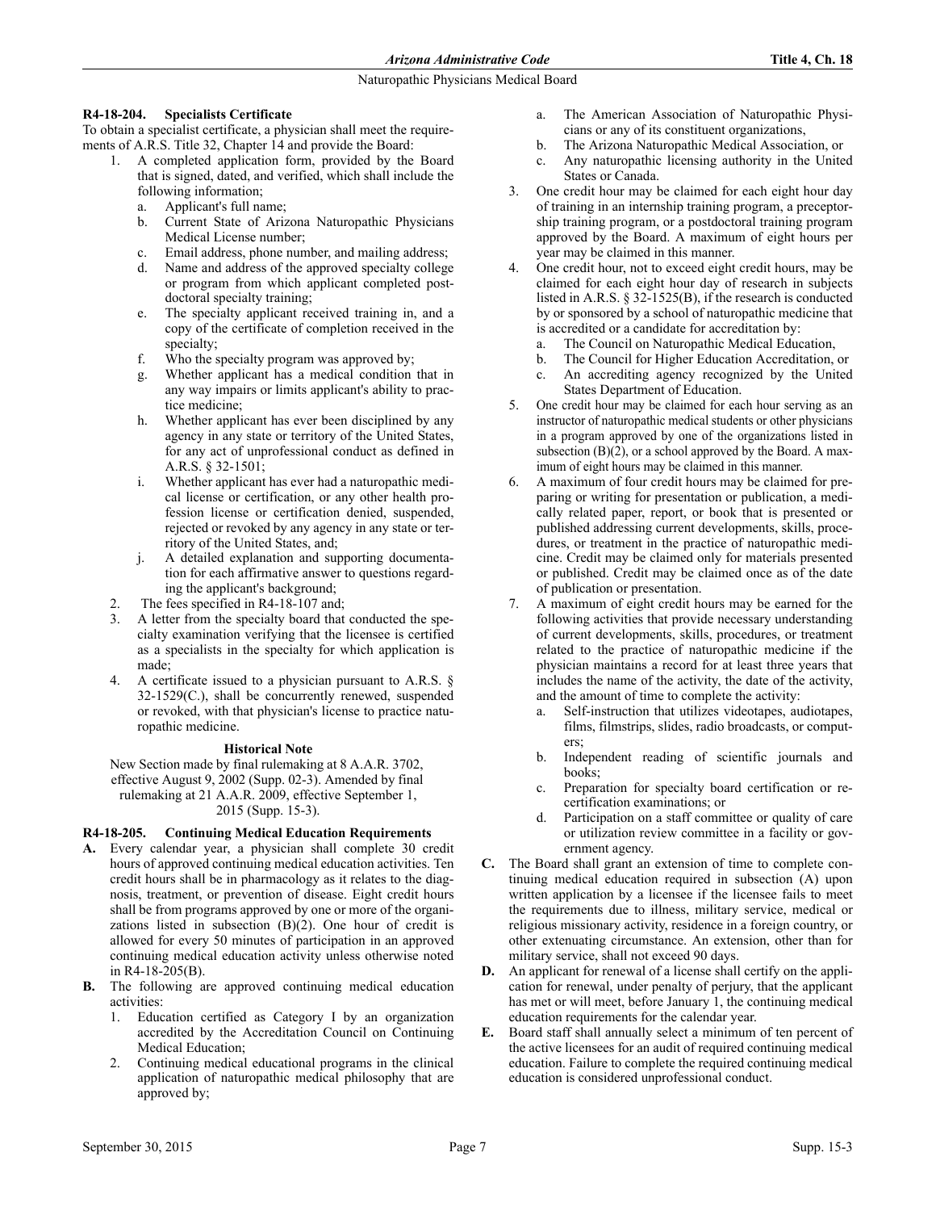### R4-18-204. Specialists Certificate

To obtain a specialist certificate, a physician shall meet the requirements of A.R.S. Title 32, Chapter 14 and provide the Board:

1. A completed application form, provided by the Board that is signed, dated, and verified, which shall include the following information;
   a. Applicant's full name;
   b. Current State of Arizona Naturopathic Physicians Medical License number;
   c. Email address, phone number, and mailing address;
   d. Name and address of the approved specialty college or program from which applicant completed post-doctoral specialty training;
   e. The specialty applicant received training in, and a copy of the certificate of completion received in the specialty;
   f. Who the specialty program was approved by;
   g. Whether applicant has a medical condition that in any way impairs or limits applicant's ability to practice medicine;
   h. Whether applicant has ever been disciplined by any agency in any state or territory of the United States, for any act of unprofessional conduct as defined in A.R.S. § 32-1501;
   i. Whether applicant has ever had a naturopathic medical license or certification, or any other health profession license or certification denied, suspended, rejected or revoked by any agency in any state or territory of the United States, and;
   j. A detailed explanation and supporting documentation for each affirmative answer to questions regarding the applicant's background;
2. The fees specified in R4-18-107 and;
3. A letter from the specialty board that conducted the specialty examination verifying that the licensee is certified as a specialists in the specialty for which application is made;
4. A certificate issued to a physician pursuant to A.R.S. § 32-1529(C.), shall be concurrently renewed, suspended or revoked, with that physician's license to practice naturopathic medicine.

**Historical Note**

New Section made by final rulemaking at 8 A.A.R. 3702, effective August 9, 2002 (Supp. 02-3). Amended by final rulemaking at 21 A.A.R. 2009, effective September 1, 2015 (Supp. 15-3).

### R4-18-205. Continuing Medical Education Requirements

**A.** Every calendar year, a physician shall complete 30 credit hours of approved continuing medical education activities. Ten credit hours shall be in pharmacology as it relates to the diagnosis, treatment, or prevention of disease. Eight credit hours shall be from programs approved by one or more of the organizations listed in subsection (B)(2). One hour of credit is allowed for every 50 minutes of participation in an approved continuing medical education activity unless otherwise noted in R4-18-205(B).

**B.** The following are approved continuing medical education activities:

1. Education certified as Category I by an organization accredited by the Accreditation Council on Continuing Medical Education;
2. Continuing medical educational programs in the clinical application of naturopathic medical philosophy that are approved by;
   a. The American Association of Naturopathic Physicians or any of its constituent organizations,
   b. The Arizona Naturopathic Medical Association, or
   c. Any naturopathic licensing authority in the United States or Canada.
3. One credit hour may be claimed for each eight hour day of training in an internship training program, a preceptorship training program, or a postdoctoral training program approved by the Board. A maximum of eight hours per year may be claimed in this manner.
4. One credit hour, not to exceed eight credit hours, may be claimed for each eight hour day of research in subjects listed in A.R.S. § 32-1525(B), if the research is conducted by or sponsored by a school of naturopathic medicine that is accredited or a candidate for accreditation by:
   a. The Council on Naturopathic Medical Education,
   b. The Council for Higher Education Accreditation, or
   c. An accrediting agency recognized by the United States Department of Education.
5. One credit hour may be claimed for each hour serving as an instructor of naturopathic medical students or other physicians in a program approved by one of the organizations listed in subsection (B)(2), or a school approved by the Board. A maximum of eight hours may be claimed in this manner.
6. A maximum of four credit hours may be claimed for preparing or writing for presentation or publication, a medically related paper, report, or book that is presented or published addressing current developments, skills, procedures, or treatment in the practice of naturopathic medicine. Credit may be claimed only for materials presented or published. Credit may be claimed once as of the date of publication or presentation.
7. A maximum of eight credit hours may be earned for the following activities that provide necessary understanding of current developments, skills, procedures, or treatment related to the practice of naturopathic medicine if the physician maintains a record for at least three years that includes the name of the activity, the date of the activity, and the amount of time to complete the activity:
   a. Self-instruction that utilizes videotapes, audiotapes, films, filmstrips, slides, radio broadcasts, or computers;
   b. Independent reading of scientific journals and books;
   c. Preparation for specialty board certification or re-certification examinations; or
   d. Participation on a staff committee or quality of care or utilization review committee in a facility or government agency.

**C.** The Board shall grant an extension of time to complete continuing medical education required in subsection (A) upon written application by a licensee if the licensee fails to meet the requirements due to illness, military service, medical or religious missionary activity, residence in a foreign country, or other extenuating circumstance. An extension, other than for military service, shall not exceed 90 days.

**D.** An applicant for renewal of a license shall certify on the application for renewal, under penalty of perjury, that the applicant has met or will meet, before January 1, the continuing medical education requirements for the calendar year.

**E.** Board staff shall annually select a minimum of ten percent of the active licensees for an audit of required continuing medical education. Failure to complete the required continuing medical education is considered unprofessional conduct.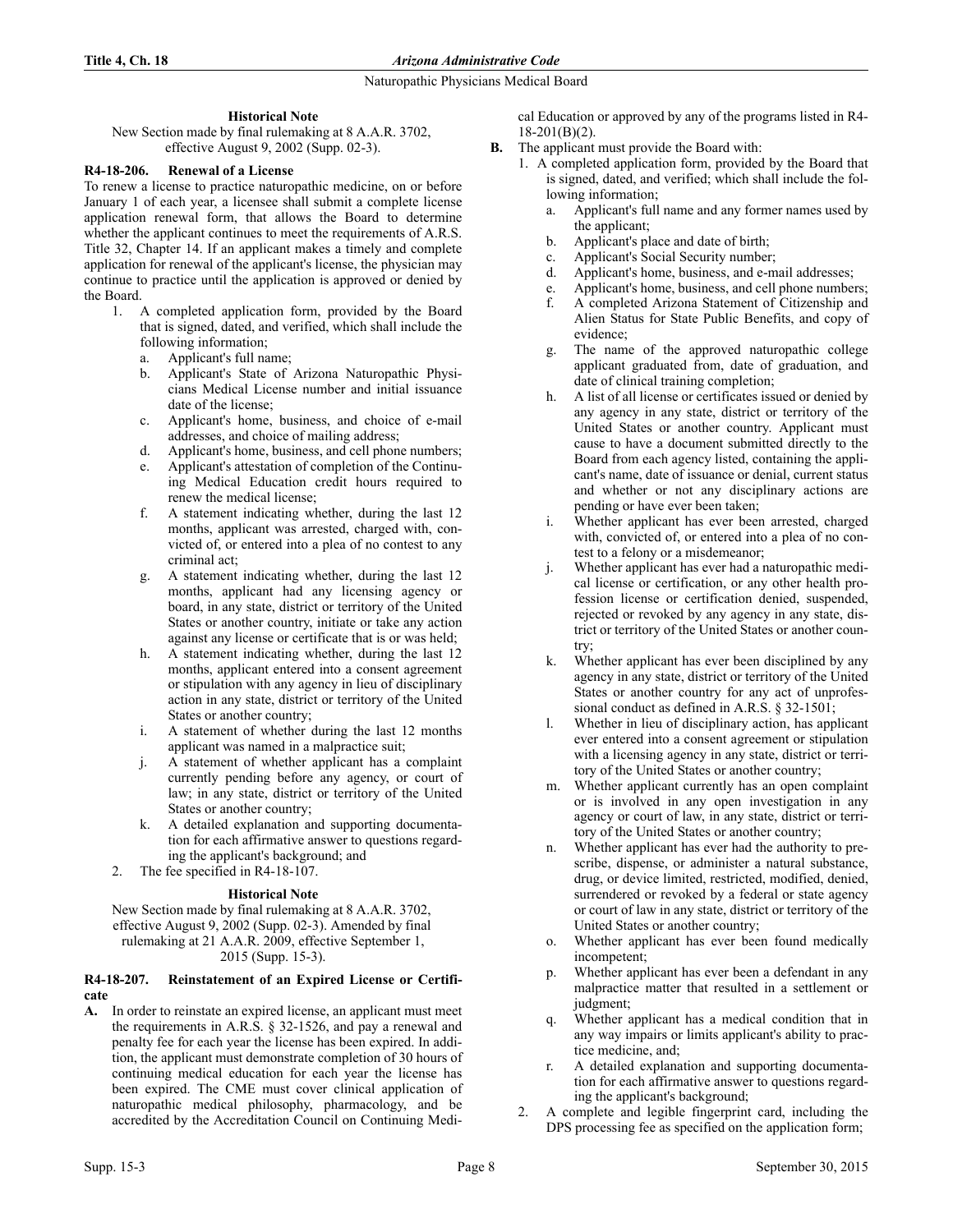**Historical Note**

New Section made by final rulemaking at 8 A.A.R. 3702, effective August 9, 2002 (Supp. 02-3).

**R4-18-206. Renewal of a License**

To renew a license to practice naturopathic medicine, on or before January 1 of each year, a licensee shall submit a complete license application renewal form, that allows the Board to determine whether the applicant continues to meet the requirements of A.R.S. Title 32, Chapter 14. If an applicant makes a timely and complete application for renewal of the applicant's license, the physician may continue to practice until the application is approved or denied by the Board.

1. A completed application form, provided by the Board that is signed, dated, and verified, which shall include the following information;
   a. Applicant's full name;
   b. Applicant's State of Arizona Naturopathic Physicians Medical License number and initial issuance date of the license;
   c. Applicant's home, business, and choice of e-mail addresses, and choice of mailing address;
   d. Applicant's home, business, and cell phone numbers;
   e. Applicant's attestation of completion of the Continuing Medical Education credit hours required to renew the medical license;
   f. A statement indicating whether, during the last 12 months, applicant was arrested, charged with, convicted of, or entered into a plea of no contest to any criminal act;
   g. A statement indicating whether, during the last 12 months, applicant had any licensing agency or board, in any state, district or territory of the United States or another country, initiate or take any action against any license or certificate that is or was held;
   h. A statement indicating whether, during the last 12 months, applicant entered into a consent agreement or stipulation with any agency in lieu of disciplinary action in any state, district or territory of the United States or another country;
   i. A statement of whether during the last 12 months applicant was named in a malpractice suit;
   j. A statement of whether applicant has a complaint currently pending before any agency, or court of law; in any state, district or territory of the United States or another country;
   k. A detailed explanation and supporting documentation for each affirmative answer to questions regarding the applicant's background; and
2. The fee specified in R4-18-107.

**Historical Note**

New Section made by final rulemaking at 8 A.A.R. 3702, effective August 9, 2002 (Supp. 02-3). Amended by final rulemaking at 21 A.A.R. 2009, effective September 1, 2015 (Supp. 15-3).

**R4-18-207. Reinstatement of an Expired License or Certificate**

**A.** In order to reinstate an expired license, an applicant must meet the requirements in A.R.S. § 32-1526, and pay a renewal and penalty fee for each year the license has been expired. In addition, the applicant must demonstrate completion of 30 hours of continuing medical education for each year the license has been expired. The CME must cover clinical application of naturopathic medical philosophy, pharmacology, and be accredited by the Accreditation Council on Continuing Medical Education or approved by any of the programs listed in R4-18-201(B)(2).

**B.** The applicant must provide the Board with:
1. A completed application form, provided by the Board that is signed, dated, and verified; which shall include the following information;
   a. Applicant's full name and any former names used by the applicant;
   b. Applicant's place and date of birth;
   c. Applicant's Social Security number;
   d. Applicant's home, business, and e-mail addresses;
   e. Applicant's home, business, and cell phone numbers;
   f. A completed Arizona Statement of Citizenship and Alien Status for State Public Benefits, and copy of evidence;
   g. The name of the approved naturopathic college applicant graduated from, date of graduation, and date of clinical training completion;
   h. A list of all license or certificates issued or denied by any agency in any state, district or territory of the United States or another country. Applicant must cause to have a document submitted directly to the Board from each agency listed, containing the applicant's name, date of issuance or denial, current status and whether or not any disciplinary actions are pending or have ever been taken;
   i. Whether applicant has ever been arrested, charged with, convicted of, or entered into a plea of no contest to a felony or a misdemeanor;
   j. Whether applicant has ever had a naturopathic medical license or certification, or any other health profession license or certification denied, suspended, rejected or revoked by any agency in any state, district or territory of the United States or another country;
   k. Whether applicant has ever been disciplined by any agency in any state, district or territory of the United States or another country for any act of unprofessional conduct as defined in A.R.S. § 32-1501;
   l. Whether in lieu of disciplinary action, has applicant ever entered into a consent agreement or stipulation with a licensing agency in any state, district or territory of the United States or another country;
   m. Whether applicant currently has an open complaint or is involved in any open investigation in any agency or court of law, in any state, district or territory of the United States or another country;
   n. Whether applicant has ever had the authority to prescribe, dispense, or administer a natural substance, drug, or device limited, restricted, modified, denied, surrendered or revoked by a federal or state agency or court of law in any state, district or territory of the United States or another country;
   o. Whether applicant has ever been found medically incompetent;
   p. Whether applicant has ever been a defendant in any malpractice matter that resulted in a settlement or judgment;
   q. Whether applicant has a medical condition that in any way impairs or limits applicant's ability to practice medicine, and;
   r. A detailed explanation and supporting documentation for each affirmative answer to questions regarding the applicant's background;
2. A complete and legible fingerprint card, including the DPS processing fee as specified on the application form;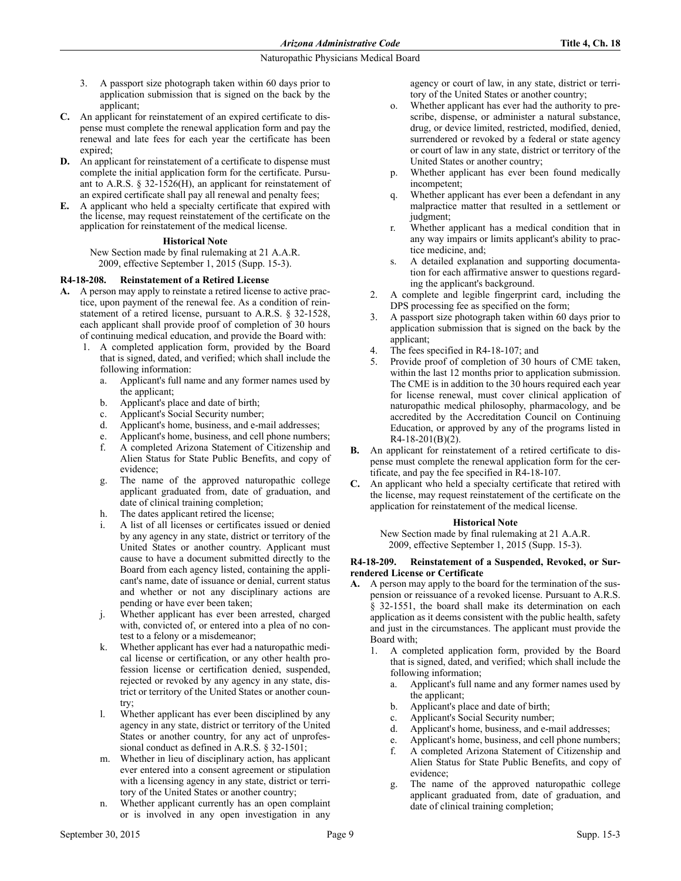3. A passport size photograph taken within 60 days prior to application submission that is signed on the back by the applicant;

**C.** An applicant for reinstatement of an expired certificate to dispense must complete the renewal application form and pay the renewal and late fees for each year the certificate has been expired;

**D.** An applicant for reinstatement of a certificate to dispense must complete the initial application form for the certificate. Pursuant to A.R.S. § 32-1526(H), an applicant for reinstatement of an expired certificate shall pay all renewal and penalty fees;

**E.** A applicant who held a specialty certificate that expired with the license, may request reinstatement of the certificate on the application for reinstatement of the medical license.

**Historical Note**

New Section made by final rulemaking at 21 A.A.R. 2009, effective September 1, 2015 (Supp. 15-3).

### R4-18-208. Reinstatement of a Retired License

**A.** A person may apply to reinstate a retired license to active practice, upon payment of the renewal fee. As a condition of reinstatement of a retired license, pursuant to A.R.S. § 32-1528, each applicant shall provide proof of completion of 30 hours of continuing medical education, and provide the Board with:

1. A completed application form, provided by the Board that is signed, dated, and verified; which shall include the following information:
   a. Applicant's full name and any former names used by the applicant;
   b. Applicant's place and date of birth;
   c. Applicant's Social Security number;
   d. Applicant's home, business, and e-mail addresses;
   e. Applicant's home, business, and cell phone numbers;
   f. A completed Arizona Statement of Citizenship and Alien Status for State Public Benefits, and copy of evidence;
   g. The name of the approved naturopathic college applicant graduated from, date of graduation, and date of clinical training completion;
   h. The dates applicant retired the license;
   i. A list of all licenses or certificates issued or denied by any agency in any state, district or territory of the United States or another country. Applicant must cause to have a document submitted directly to the Board from each agency listed, containing the applicant's name, date of issuance or denial, current status and whether or not any disciplinary actions are pending or have ever been taken;
   j. Whether applicant has ever been arrested, charged with, convicted of, or entered into a plea of no contest to a felony or a misdemeanor;
   k. Whether applicant has ever had a naturopathic medical license or certification, or any other health profession license or certification denied, suspended, rejected or revoked by any agency in any state, district or territory of the United States or another country;
   l. Whether applicant has ever been disciplined by any agency in any state, district or territory of the United States or another country, for any act of unprofessional conduct as defined in A.R.S. § 32-1501;
   m. Whether in lieu of disciplinary action, has applicant ever entered into a consent agreement or stipulation with a licensing agency in any state, district or territory of the United States or another country;
   n. Whether applicant currently has an open complaint or is involved in any open investigation in any agency or court of law, in any state, district or territory of the United States or another country;
   o. Whether applicant has ever had the authority to prescribe, dispense, or administer a natural substance, drug, or device limited, restricted, modified, denied, surrendered or revoked by a federal or state agency or court of law in any state, district or territory of the United States or another country;
   p. Whether applicant has ever been found medically incompetent;
   q. Whether applicant has ever been a defendant in any malpractice matter that resulted in a settlement or judgment;
   r. Whether applicant has a medical condition that in any way impairs or limits applicant's ability to practice medicine, and;
   s. A detailed explanation and supporting documentation for each affirmative answer to questions regarding the applicant's background.
2. A complete and legible fingerprint card, including the DPS processing fee as specified on the form;
3. A passport size photograph taken within 60 days prior to application submission that is signed on the back by the applicant;
4. The fees specified in R4-18-107; and
5. Provide proof of completion of 30 hours of CME taken, within the last 12 months prior to application submission. The CME is in addition to the 30 hours required each year for license renewal, must cover clinical application of naturopathic medical philosophy, pharmacology, and be accredited by the Accreditation Council on Continuing Education, or approved by any of the programs listed in R4-18-201(B)(2).

**B.** An applicant for reinstatement of a retired certificate to dispense must complete the renewal application form for the certificate, and pay the fee specified in R4-18-107.

**C.** An applicant who held a specialty certificate that retired with the license, may request reinstatement of the certificate on the application for reinstatement of the medical license.

**Historical Note**

New Section made by final rulemaking at 21 A.A.R. 2009, effective September 1, 2015 (Supp. 15-3).

### R4-18-209. Reinstatement of a Suspended, Revoked, or Surrendered License or Certificate

**A.** A person may apply to the board for the termination of the suspension or reissuance of a revoked license. Pursuant to A.R.S. § 32-1551, the board shall make its determination on each application as it deems consistent with the public health, safety and just in the circumstances. The applicant must provide the Board with;

1. A completed application form, provided by the Board that is signed, dated, and verified; which shall include the following information;
   a. Applicant's full name and any former names used by the applicant;
   b. Applicant's place and date of birth;
   c. Applicant's Social Security number;
   d. Applicant's home, business, and e-mail addresses;
   e. Applicant's home, business, and cell phone numbers;
   f. A completed Arizona Statement of Citizenship and Alien Status for State Public Benefits, and copy of evidence;
   g. The name of the approved naturopathic college applicant graduated from, date of graduation, and date of clinical training completion;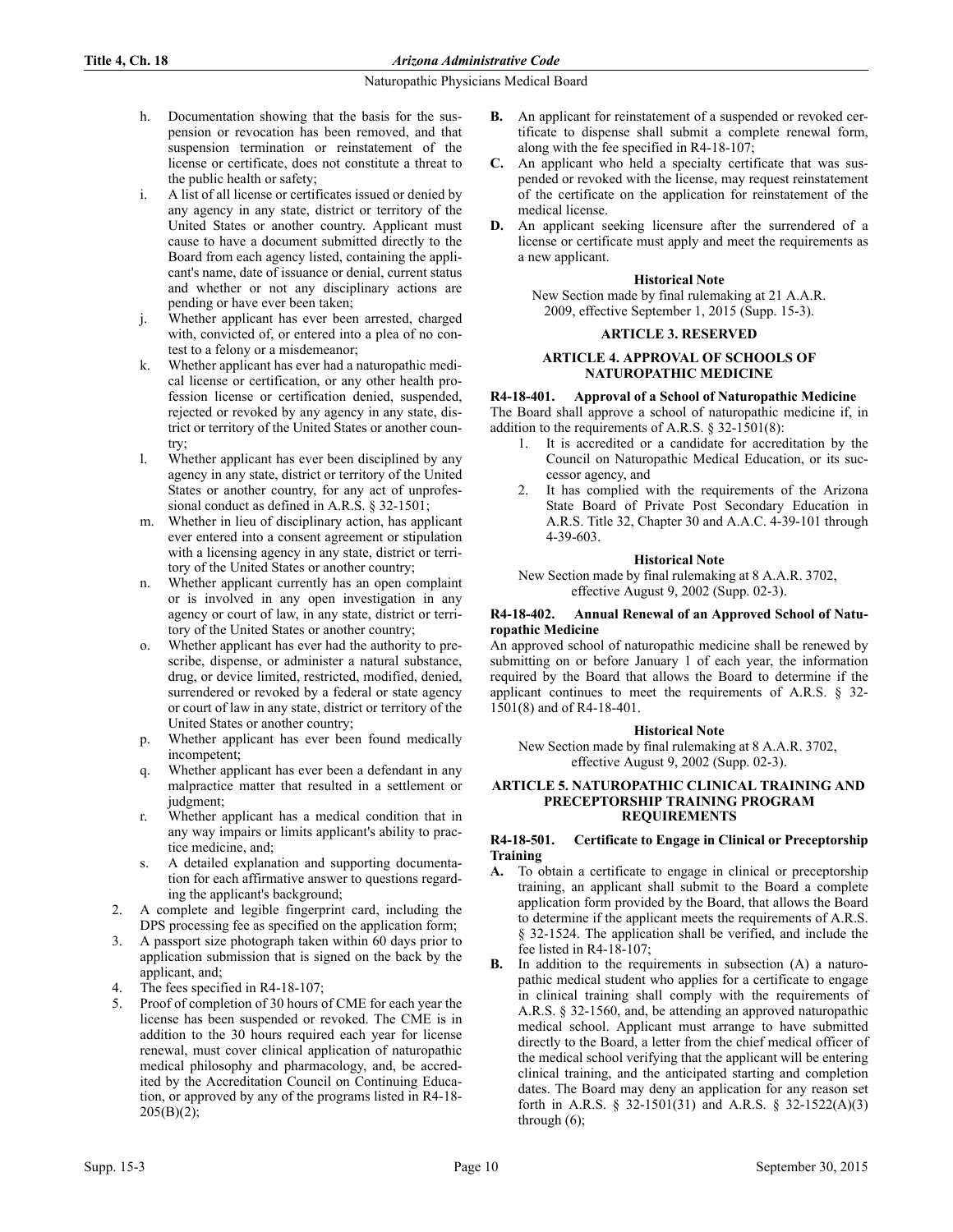h. Documentation showing that the basis for the suspension or revocation has been removed, and that suspension termination or reinstatement of the license or certificate, does not constitute a threat to the public health or safety;
i. A list of all license or certificates issued or denied by any agency in any state, district or territory of the United States or another country. Applicant must cause to have a document submitted directly to the Board from each agency listed, containing the applicant's name, date of issuance or denial, current status and whether or not any disciplinary actions are pending or have ever been taken;
j. Whether applicant has ever been arrested, charged with, convicted of, or entered into a plea of no contest to a felony or a misdemeanor;
k. Whether applicant has ever had a naturopathic medical license or certification, or any other health profession license or certification denied, suspended, rejected or revoked by any agency in any state, district or territory of the United States or another country;
l. Whether applicant has ever been disciplined by any agency in any state, district or territory of the United States or another country, for any act of unprofessional conduct as defined in A.R.S. § 32-1501;
m. Whether in lieu of disciplinary action, has applicant ever entered into a consent agreement or stipulation with a licensing agency in any state, district or territory of the United States or another country;
n. Whether applicant currently has an open complaint or is involved in any open investigation in any agency or court of law, in any state, district or territory of the United States or another country;
o. Whether applicant has ever had the authority to prescribe, dispense, or administer a natural substance, drug, or device limited, restricted, modified, denied, surrendered or revoked by a federal or state agency or court of law in any state, district or territory of the United States or another country;
p. Whether applicant has ever been found medically incompetent;
q. Whether applicant has ever been a defendant in any malpractice matter that resulted in a settlement or judgment;
r. Whether applicant has a medical condition that in any way impairs or limits applicant's ability to practice medicine, and;
s. A detailed explanation and supporting documentation for each affirmative answer to questions regarding the applicant's background;

2. A complete and legible fingerprint card, including the DPS processing fee as specified on the application form;
3. A passport size photograph taken within 60 days prior to application submission that is signed on the back by the applicant, and;
4. The fees specified in R4-18-107;
5. Proof of completion of 30 hours of CME for each year the license has been suspended or revoked. The CME is in addition to the 30 hours required each year for license renewal, must cover clinical application of naturopathic medical philosophy and pharmacology, and, be accredited by the Accreditation Council on Continuing Education, or approved by any of the programs listed in R4-18-205(B)(2);

**B.** An applicant for reinstatement of a suspended or revoked certificate to dispense shall submit a complete renewal form, along with the fee specified in R4-18-107;

**C.** An applicant who held a specialty certificate that was suspended or revoked with the license, may request reinstatement of the certificate on the application for reinstatement of the medical license.

**D.** An applicant seeking licensure after the surrendered of a license or certificate must apply and meet the requirements as a new applicant.

**Historical Note**

New Section made by final rulemaking at 21 A.A.R. 2009, effective September 1, 2015 (Supp. 15-3).

## ARTICLE 3. RESERVED

## ARTICLE 4. APPROVAL OF SCHOOLS OF NATUROPATHIC MEDICINE

### R4-18-401. Approval of a School of Naturopathic Medicine

The Board shall approve a school of naturopathic medicine if, in addition to the requirements of A.R.S. § 32-1501(8):

1. It is accredited or a candidate for accreditation by the Council on Naturopathic Medical Education, or its successor agency, and
2. It has complied with the requirements of the Arizona State Board of Private Post Secondary Education in A.R.S. Title 32, Chapter 30 and A.A.C. 4-39-101 through 4-39-603.

**Historical Note**

New Section made by final rulemaking at 8 A.A.R. 3702, effective August 9, 2002 (Supp. 02-3).

### R4-18-402. Annual Renewal of an Approved School of Naturopathic Medicine

An approved school of naturopathic medicine shall be renewed by submitting on or before January 1 of each year, the information required by the Board that allows the Board to determine if the applicant continues to meet the requirements of A.R.S. § 32-1501(8) and of R4-18-401.

**Historical Note**

New Section made by final rulemaking at 8 A.A.R. 3702, effective August 9, 2002 (Supp. 02-3).

## ARTICLE 5. NATUROPATHIC CLINICAL TRAINING AND PRECEPTORSHIP TRAINING PROGRAM REQUIREMENTS

### R4-18-501. Certificate to Engage in Clinical or Preceptorship Training

**A.** To obtain a certificate to engage in clinical or preceptorship training, an applicant shall submit to the Board a complete application form provided by the Board, that allows the Board to determine if the applicant meets the requirements of A.R.S. § 32-1524. The application shall be verified, and include the fee listed in R4-18-107;

**B.** In addition to the requirements in subsection (A) a naturopathic medical student who applies for a certificate to engage in clinical training shall comply with the requirements of A.R.S. § 32-1560, and, be attending an approved naturopathic medical school. Applicant must arrange to have submitted directly to the Board, a letter from the chief medical officer of the medical school verifying that the applicant will be entering clinical training, and the anticipated starting and completion dates. The Board may deny an application for any reason set forth in A.R.S. § 32-1501(31) and A.R.S. § 32-1522(A)(3) through (6);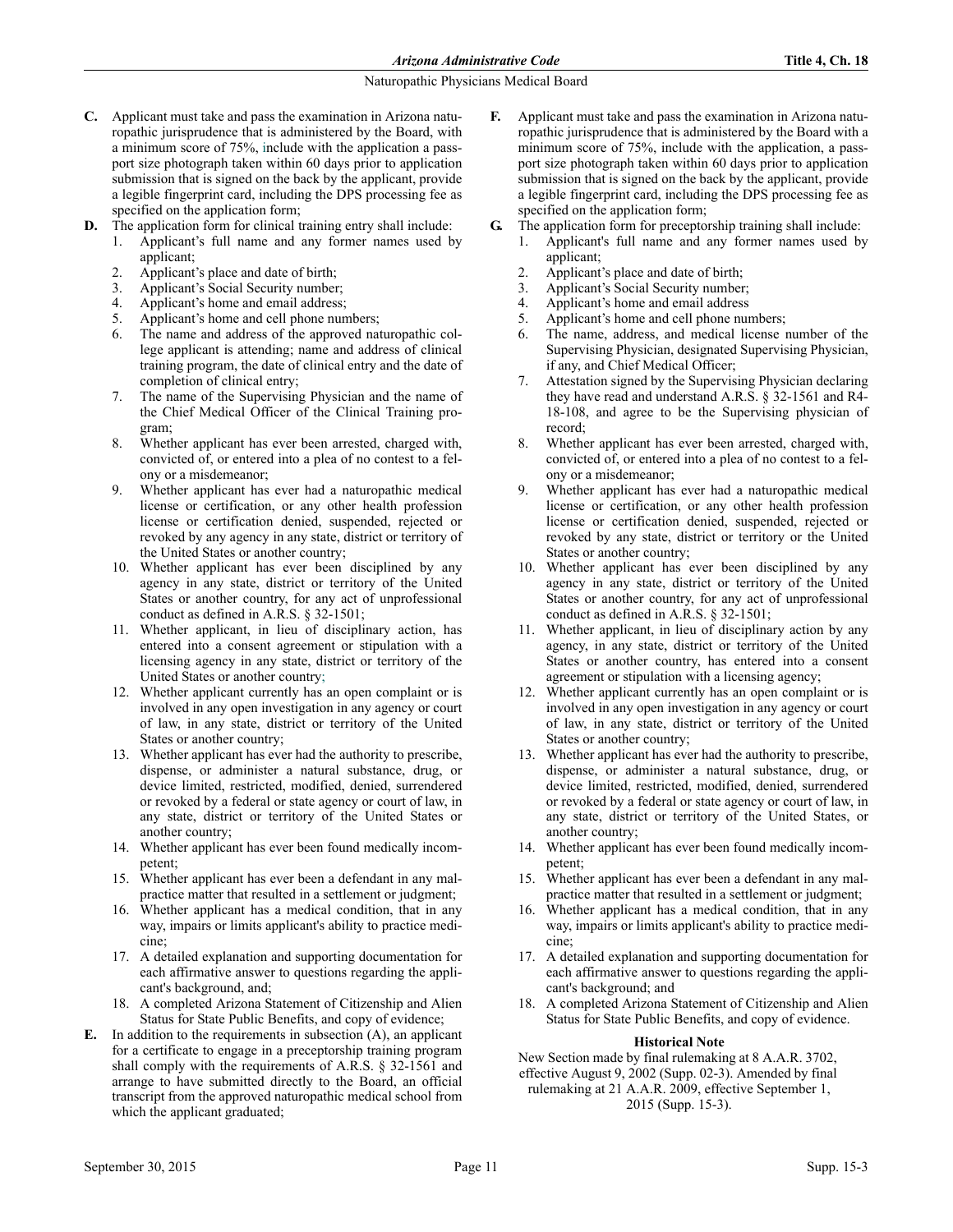**C.** Applicant must take and pass the examination in Arizona naturopathic jurisprudence that is administered by the Board, with a minimum score of 75%, include with the application a passport size photograph taken within 60 days prior to application submission that is signed on the back by the applicant, provide a legible fingerprint card, including the DPS processing fee as specified on the application form;

**D.** The application form for clinical training entry shall include:

1. Applicant's full name and any former names used by applicant;
2. Applicant's place and date of birth;
3. Applicant's Social Security number;
4. Applicant's home and email address;
5. Applicant's home and cell phone numbers;
6. The name and address of the approved naturopathic college applicant is attending; name and address of clinical training program, the date of clinical entry and the date of completion of clinical entry;
7. The name of the Supervising Physician and the name of the Chief Medical Officer of the Clinical Training program;
8. Whether applicant has ever been arrested, charged with, convicted of, or entered into a plea of no contest to a felony or a misdemeanor;
9. Whether applicant has ever had a naturopathic medical license or certification, or any other health profession license or certification denied, suspended, rejected or revoked by any agency in any state, district or territory of the United States or another country;
10. Whether applicant has ever been disciplined by any agency in any state, district or territory of the United States or another country, for any act of unprofessional conduct as defined in A.R.S. § 32-1501;
11. Whether applicant, in lieu of disciplinary action, has entered into a consent agreement or stipulation with a licensing agency in any state, district or territory of the United States or another country;
12. Whether applicant currently has an open complaint or is involved in any open investigation in any agency or court of law, in any state, district or territory of the United States or another country;
13. Whether applicant has ever had the authority to prescribe, dispense, or administer a natural substance, drug, or device limited, restricted, modified, denied, surrendered or revoked by a federal or state agency or court of law, in any state, district or territory of the United States or another country;
14. Whether applicant has ever been found medically incompetent;
15. Whether applicant has ever been a defendant in any malpractice matter that resulted in a settlement or judgment;
16. Whether applicant has a medical condition, that in any way, impairs or limits applicant's ability to practice medicine;
17. A detailed explanation and supporting documentation for each affirmative answer to questions regarding the applicant's background, and;
18. A completed Arizona Statement of Citizenship and Alien Status for State Public Benefits, and copy of evidence;

**E.** In addition to the requirements in subsection (A), an applicant for a certificate to engage in a preceptorship training program shall comply with the requirements of A.R.S. § 32-1561 and arrange to have submitted directly to the Board, an official transcript from the approved naturopathic medical school from which the applicant graduated;

**F.** Applicant must take and pass the examination in Arizona naturopathic jurisprudence that is administered by the Board with a minimum score of 75%, include with the application, a passport size photograph taken within 60 days prior to application submission that is signed on the back by the applicant, provide a legible fingerprint card, including the DPS processing fee as specified on the application form;

**G.** The application form for preceptorship training shall include:

1. Applicant's full name and any former names used by applicant;
2. Applicant's place and date of birth;
3. Applicant's Social Security number;
4. Applicant's home and email address
5. Applicant's home and cell phone numbers;
6. The name, address, and medical license number of the Supervising Physician, designated Supervising Physician, if any, and Chief Medical Officer;
7. Attestation signed by the Supervising Physician declaring they have read and understand A.R.S. § 32-1561 and R4-18-108, and agree to be the Supervising physician of record;
8. Whether applicant has ever been arrested, charged with, convicted of, or entered into a plea of no contest to a felony or a misdemeanor;
9. Whether applicant has ever had a naturopathic medical license or certification, or any other health profession license or certification denied, suspended, rejected or revoked by any state, district or territory or the United States or another country;
10. Whether applicant has ever been disciplined by any agency in any state, district or territory of the United States or another country, for any act of unprofessional conduct as defined in A.R.S. § 32-1501;
11. Whether applicant, in lieu of disciplinary action by any agency, in any state, district or territory of the United States or another country, has entered into a consent agreement or stipulation with a licensing agency;
12. Whether applicant currently has an open complaint or is involved in any open investigation in any agency or court of law, in any state, district or territory of the United States or another country;
13. Whether applicant has ever had the authority to prescribe, dispense, or administer a natural substance, drug, or device limited, restricted, modified, denied, surrendered or revoked by a federal or state agency or court of law, in any state, district or territory of the United States, or another country;
14. Whether applicant has ever been found medically incompetent;
15. Whether applicant has ever been a defendant in any malpractice matter that resulted in a settlement or judgment;
16. Whether applicant has a medical condition, that in any way, impairs or limits applicant's ability to practice medicine;
17. A detailed explanation and supporting documentation for each affirmative answer to questions regarding the applicant's background; and
18. A completed Arizona Statement of Citizenship and Alien Status for State Public Benefits, and copy of evidence.

**Historical Note**

New Section made by final rulemaking at 8 A.A.R. 3702, effective August 9, 2002 (Supp. 02-3). Amended by final rulemaking at 21 A.A.R. 2009, effective September 1, 2015 (Supp. 15-3).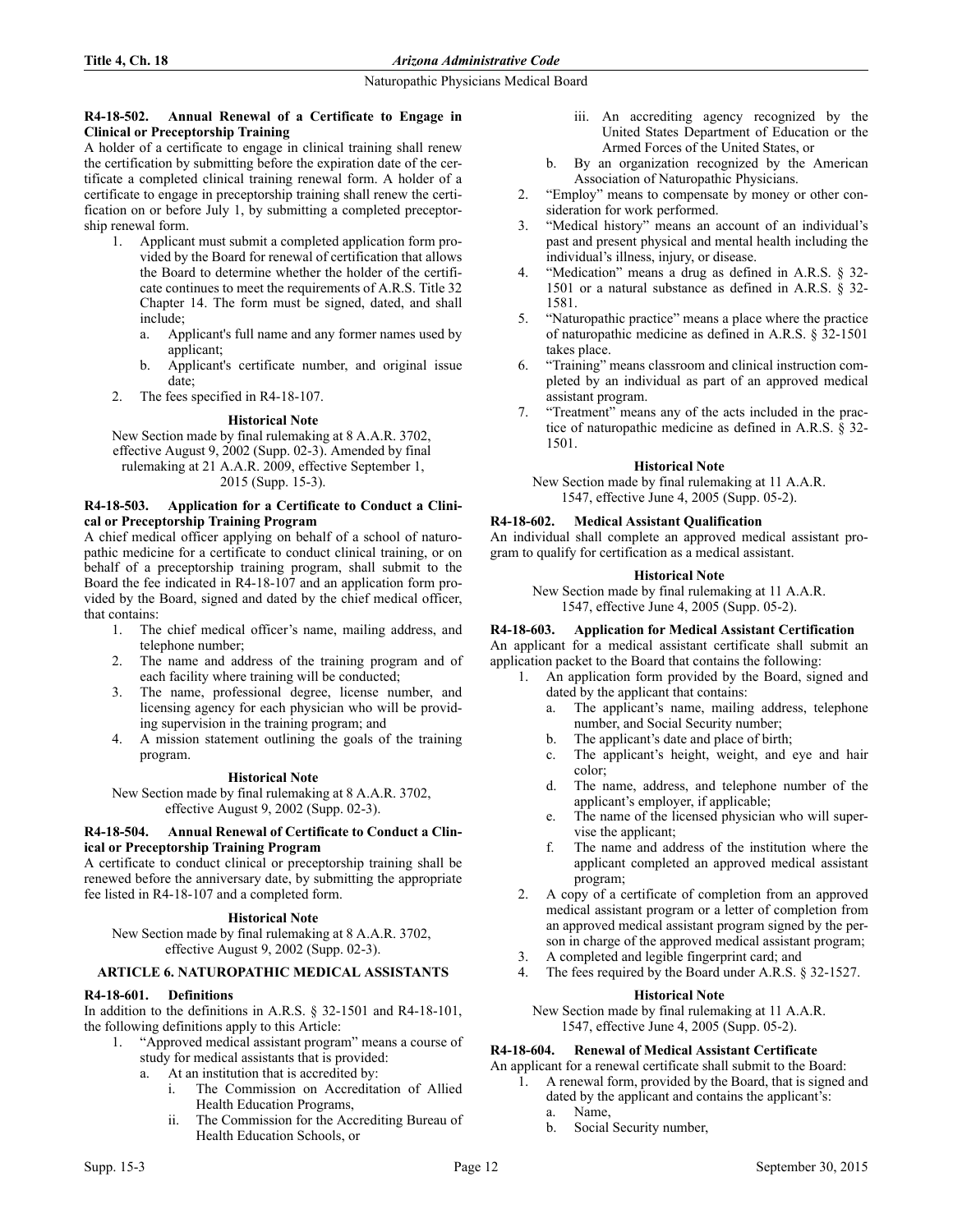#### R4-18-502. Annual Renewal of a Certificate to Engage in Clinical or Preceptorship Training

A holder of a certificate to engage in clinical training shall renew the certification by submitting before the expiration date of the certificate a completed clinical training renewal form. A holder of a certificate to engage in preceptorship training shall renew the certification on or before July 1, by submitting a completed preceptorship renewal form.

1. Applicant must submit a completed application form provided by the Board for renewal of certification that allows the Board to determine whether the holder of the certificate continues to meet the requirements of A.R.S. Title 32 Chapter 14. The form must be signed, dated, and shall include;
   a. Applicant's full name and any former names used by applicant;
   b. Applicant's certificate number, and original issue date;
2. The fees specified in R4-18-107.

**Historical Note**

New Section made by final rulemaking at 8 A.A.R. 3702, effective August 9, 2002 (Supp. 02-3). Amended by final rulemaking at 21 A.A.R. 2009, effective September 1, 2015 (Supp. 15-3).

#### R4-18-503. Application for a Certificate to Conduct a Clinical or Preceptorship Training Program

A chief medical officer applying on behalf of a school of naturopathic medicine for a certificate to conduct clinical training, or on behalf of a preceptorship training program, shall submit to the Board the fee indicated in R4-18-107 and an application form provided by the Board, signed and dated by the chief medical officer, that contains:

1. The chief medical officer's name, mailing address, and telephone number;
2. The name and address of the training program and of each facility where training will be conducted;
3. The name, professional degree, license number, and licensing agency for each physician who will be providing supervision in the training program; and
4. A mission statement outlining the goals of the training program.

**Historical Note**

New Section made by final rulemaking at 8 A.A.R. 3702, effective August 9, 2002 (Supp. 02-3).

#### R4-18-504. Annual Renewal of Certificate to Conduct a Clinical or Preceptorship Training Program

A certificate to conduct clinical or preceptorship training shall be renewed before the anniversary date, by submitting the appropriate fee listed in R4-18-107 and a completed form.

**Historical Note**

New Section made by final rulemaking at 8 A.A.R. 3702, effective August 9, 2002 (Supp. 02-3).

### ARTICLE 6. NATUROPATHIC MEDICAL ASSISTANTS

#### R4-18-601. Definitions

In addition to the definitions in A.R.S. § 32-1501 and R4-18-101, the following definitions apply to this Article:

1. "Approved medical assistant program" means a course of study for medical assistants that is provided:
   a. At an institution that is accredited by:
      i. The Commission on Accreditation of Allied Health Education Programs,
      ii. The Commission for the Accrediting Bureau of Health Education Schools, or
      iii. An accrediting agency recognized by the United States Department of Education or the Armed Forces of the United States, or
   b. By an organization recognized by the American Association of Naturopathic Physicians.
2. "Employ" means to compensate by money or other consideration for work performed.
3. "Medical history" means an account of an individual's past and present physical and mental health including the individual's illness, injury, or disease.
4. "Medication" means a drug as defined in A.R.S. § 32-1501 or a natural substance as defined in A.R.S. § 32-1581.
5. "Naturopathic practice" means a place where the practice of naturopathic medicine as defined in A.R.S. § 32-1501 takes place.
6. "Training" means classroom and clinical instruction completed by an individual as part of an approved medical assistant program.
7. "Treatment" means any of the acts included in the practice of naturopathic medicine as defined in A.R.S. § 32-1501.

**Historical Note**

New Section made by final rulemaking at 11 A.A.R. 1547, effective June 4, 2005 (Supp. 05-2).

#### R4-18-602. Medical Assistant Qualification

An individual shall complete an approved medical assistant program to qualify for certification as a medical assistant.

**Historical Note**

New Section made by final rulemaking at 11 A.A.R. 1547, effective June 4, 2005 (Supp. 05-2).

#### R4-18-603. Application for Medical Assistant Certification

An applicant for a medical assistant certificate shall submit an application packet to the Board that contains the following:

1. An application form provided by the Board, signed and dated by the applicant that contains:
   a. The applicant's name, mailing address, telephone number, and Social Security number;
   b. The applicant's date and place of birth;
   c. The applicant's height, weight, and eye and hair color;
   d. The name, address, and telephone number of the applicant's employer, if applicable;
   e. The name of the licensed physician who will supervise the applicant;
   f. The name and address of the institution where the applicant completed an approved medical assistant program;
2. A copy of a certificate of completion from an approved medical assistant program or a letter of completion from an approved medical assistant program signed by the person in charge of the approved medical assistant program;
3. A completed and legible fingerprint card; and
4. The fees required by the Board under A.R.S. § 32-1527.

**Historical Note**

New Section made by final rulemaking at 11 A.A.R. 1547, effective June 4, 2005 (Supp. 05-2).

#### R4-18-604. Renewal of Medical Assistant Certificate

An applicant for a renewal certificate shall submit to the Board:

1. A renewal form, provided by the Board, that is signed and dated by the applicant and contains the applicant's:
   a. Name,
   b. Social Security number,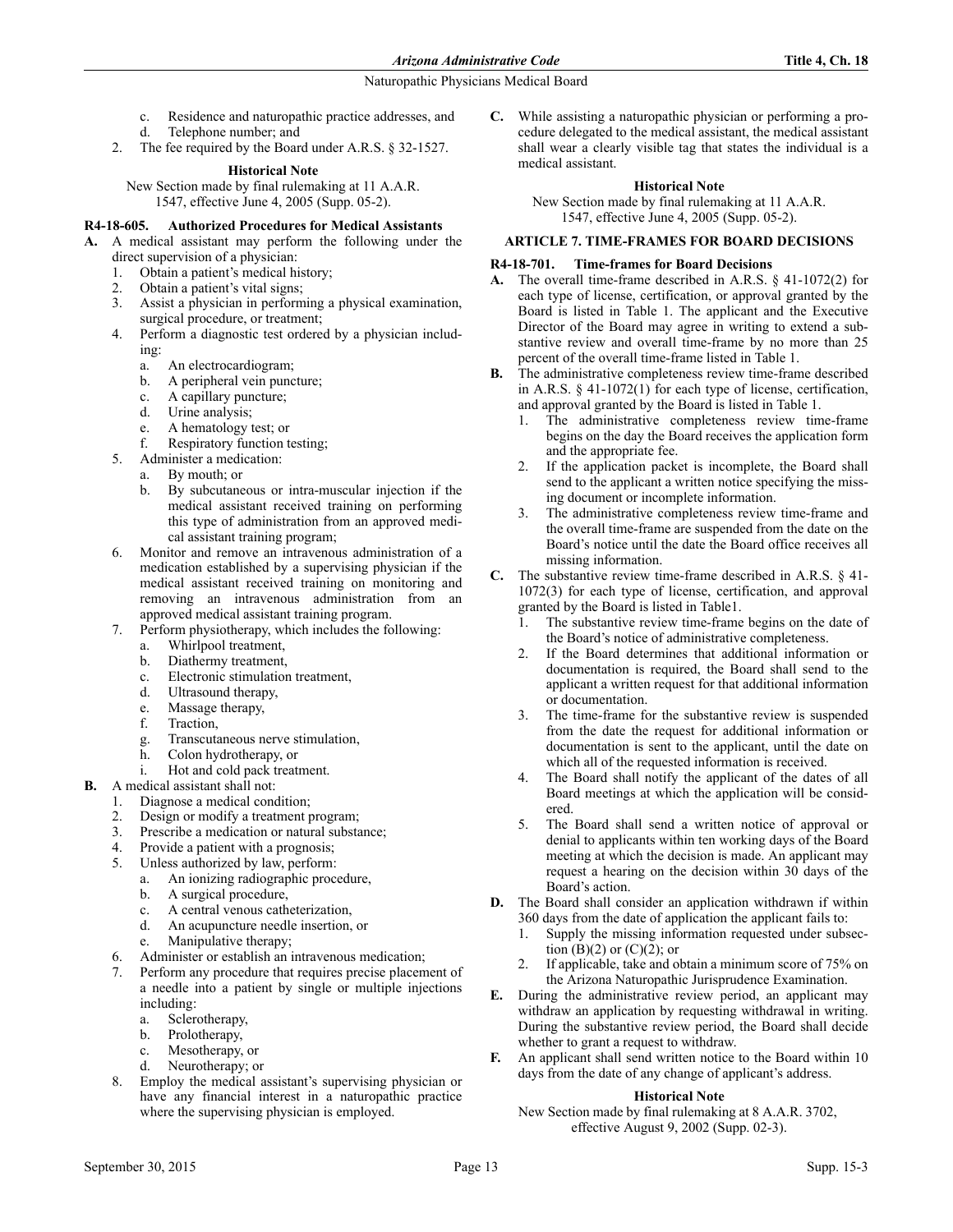c. Residence and naturopathic practice addresses, and
d. Telephone number; and
2. The fee required by the Board under A.R.S. § 32-1527.

**Historical Note**

New Section made by final rulemaking at 11 A.A.R. 1547, effective June 4, 2005 (Supp. 05-2).

### R4-18-605. Authorized Procedures for Medical Assistants

**A.** A medical assistant may perform the following under the direct supervision of a physician:
1. Obtain a patient's medical history;
2. Obtain a patient's vital signs;
3. Assist a physician in performing a physical examination, surgical procedure, or treatment;
4. Perform a diagnostic test ordered by a physician including:
   a. An electrocardiogram;
   b. A peripheral vein puncture;
   c. A capillary puncture;
   d. Urine analysis;
   e. A hematology test; or
   f. Respiratory function testing;
5. Administer a medication:
   a. By mouth; or
   b. By subcutaneous or intra-muscular injection if the medical assistant received training on performing this type of administration from an approved medical assistant training program;
6. Monitor and remove an intravenous administration of a medication established by a supervising physician if the medical assistant received training on monitoring and removing an intravenous administration from an approved medical assistant training program.
7. Perform physiotherapy, which includes the following:
   a. Whirlpool treatment,
   b. Diathermy treatment,
   c. Electronic stimulation treatment,
   d. Ultrasound therapy,
   e. Massage therapy,
   f. Traction,
   g. Transcutaneous nerve stimulation,
   h. Colon hydrotherapy, or
   i. Hot and cold pack treatment.

**B.** A medical assistant shall not:
1. Diagnose a medical condition;
2. Design or modify a treatment program;
3. Prescribe a medication or natural substance;
4. Provide a patient with a prognosis;
5. Unless authorized by law, perform:
   a. An ionizing radiographic procedure,
   b. A surgical procedure,
   c. A central venous catheterization,
   d. An acupuncture needle insertion, or
   e. Manipulative therapy;
6. Administer or establish an intravenous medication;
7. Perform any procedure that requires precise placement of a needle into a patient by single or multiple injections including:
   a. Sclerotherapy,
   b. Prolotherapy,
   c. Mesotherapy, or
   d. Neurotherapy; or
8. Employ the medical assistant's supervising physician or have any financial interest in a naturopathic practice where the supervising physician is employed.

**C.** While assisting a naturopathic physician or performing a procedure delegated to the medical assistant, the medical assistant shall wear a clearly visible tag that states the individual is a medical assistant.

**Historical Note**

New Section made by final rulemaking at 11 A.A.R. 1547, effective June 4, 2005 (Supp. 05-2).

## ARTICLE 7. TIME-FRAMES FOR BOARD DECISIONS

### R4-18-701. Time-frames for Board Decisions

**A.** The overall time-frame described in A.R.S. § 41-1072(2) for each type of license, certification, or approval granted by the Board is listed in Table 1. The applicant and the Executive Director of the Board may agree in writing to extend a substantive review and overall time-frame by no more than 25 percent of the overall time-frame listed in Table 1.

**B.** The administrative completeness review time-frame described in A.R.S. § 41-1072(1) for each type of license, certification, and approval granted by the Board is listed in Table 1.
1. The administrative completeness review time-frame begins on the day the Board receives the application form and the appropriate fee.
2. If the application packet is incomplete, the Board shall send to the applicant a written notice specifying the missing document or incomplete information.
3. The administrative completeness review time-frame and the overall time-frame are suspended from the date on the Board's notice until the date the Board office receives all missing information.

**C.** The substantive review time-frame described in A.R.S. § 41-1072(3) for each type of license, certification, and approval granted by the Board is listed in Table1.
1. The substantive review time-frame begins on the date of the Board's notice of administrative completeness.
2. If the Board determines that additional information or documentation is required, the Board shall send to the applicant a written request for that additional information or documentation.
3. The time-frame for the substantive review is suspended from the date the request for additional information or documentation is sent to the applicant, until the date on which all of the requested information is received.
4. The Board shall notify the applicant of the dates of all Board meetings at which the application will be considered.
5. The Board shall send a written notice of approval or denial to applicants within ten working days of the Board meeting at which the decision is made. An applicant may request a hearing on the decision within 30 days of the Board's action.

**D.** The Board shall consider an application withdrawn if within 360 days from the date of application the applicant fails to:
1. Supply the missing information requested under subsection (B)(2) or (C)(2); or
2. If applicable, take and obtain a minimum score of 75% on the Arizona Naturopathic Jurisprudence Examination.

**E.** During the administrative review period, an applicant may withdraw an application by requesting withdrawal in writing. During the substantive review period, the Board shall decide whether to grant a request to withdraw.

**F.** An applicant shall send written notice to the Board within 10 days from the date of any change of applicant's address.

**Historical Note**

New Section made by final rulemaking at 8 A.A.R. 3702, effective August 9, 2002 (Supp. 02-3).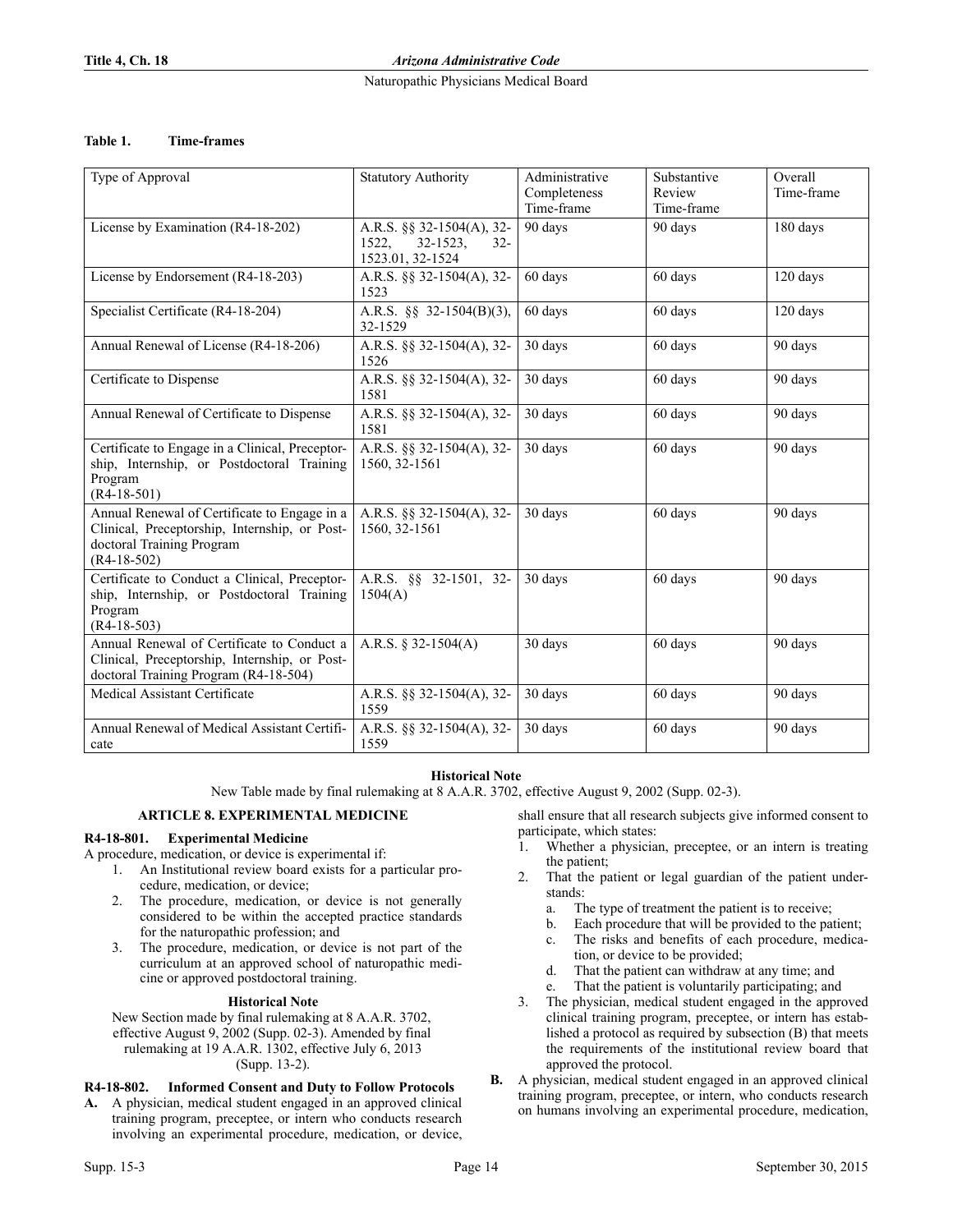**Table 1. Time-frames**

| Type of Approval | Statutory Authority | Administrative Completeness Time-frame | Substantive Review Time-frame | Overall Time-frame |
|---|---|---|---|---|
| License by Examination (R4-18-202) | A.R.S. §§ 32-1504(A), 32-1522, 32-1523, 32-1523.01, 32-1524 | 90 days | 90 days | 180 days |
| License by Endorsement (R4-18-203) | A.R.S. §§ 32-1504(A), 32-1523 | 60 days | 60 days | 120 days |
| Specialist Certificate (R4-18-204) | A.R.S. §§ 32-1504(B)(3), 32-1529 | 60 days | 60 days | 120 days |
| Annual Renewal of License (R4-18-206) | A.R.S. §§ 32-1504(A), 32-1526 | 30 days | 60 days | 90 days |
| Certificate to Dispense | A.R.S. §§ 32-1504(A), 32-1581 | 30 days | 60 days | 90 days |
| Annual Renewal of Certificate to Dispense | A.R.S. §§ 32-1504(A), 32-1581 | 30 days | 60 days | 90 days |
| Certificate to Engage in a Clinical, Preceptorship, Internship, or Postdoctoral Training Program (R4-18-501) | A.R.S. §§ 32-1504(A), 32-1560, 32-1561 | 30 days | 60 days | 90 days |
| Annual Renewal of Certificate to Engage in a Clinical, Preceptorship, Internship, or Postdoctoral Training Program (R4-18-502) | A.R.S. §§ 32-1504(A), 32-1560, 32-1561 | 30 days | 60 days | 90 days |
| Certificate to Conduct a Clinical, Preceptorship, Internship, or Postdoctoral Training Program (R4-18-503) | A.R.S. §§ 32-1501, 32-1504(A) | 30 days | 60 days | 90 days |
| Annual Renewal of Certificate to Conduct a Clinical, Preceptorship, Internship, or Postdoctoral Training Program (R4-18-504) | A.R.S. § 32-1504(A) | 30 days | 60 days | 90 days |
| Medical Assistant Certificate | A.R.S. §§ 32-1504(A), 32-1559 | 30 days | 60 days | 90 days |
| Annual Renewal of Medical Assistant Certificate | A.R.S. §§ 32-1504(A), 32-1559 | 30 days | 60 days | 90 days |

**Historical Note**

New Table made by final rulemaking at 8 A.A.R. 3702, effective August 9, 2002 (Supp. 02-3).

## ARTICLE 8. EXPERIMENTAL MEDICINE

### R4-18-801. Experimental Medicine

A procedure, medication, or device is experimental if:

1. An Institutional review board exists for a particular procedure, medication, or device;
2. The procedure, medication, or device is not generally considered to be within the accepted practice standards for the naturopathic profession; and
3. The procedure, medication, or device is not part of the curriculum at an approved school of naturopathic medicine or approved postdoctoral training.

**Historical Note**

New Section made by final rulemaking at 8 A.A.R. 3702, effective August 9, 2002 (Supp. 02-3). Amended by final rulemaking at 19 A.A.R. 1302, effective July 6, 2013 (Supp. 13-2).

### R4-18-802. Informed Consent and Duty to Follow Protocols

**A.** A physician, medical student engaged in an approved clinical training program, preceptee, or intern who conducts research involving an experimental procedure, medication, or device, shall ensure that all research subjects give informed consent to participate, which states:

1. Whether a physician, preceptee, or an intern is treating the patient;
2. That the patient or legal guardian of the patient understands:
   a. The type of treatment the patient is to receive;
   b. Each procedure that will be provided to the patient;
   c. The risks and benefits of each procedure, medication, or device to be provided;
   d. That the patient can withdraw at any time; and
   e. That the patient is voluntarily participating; and
3. The physician, medical student engaged in the approved clinical training program, preceptee, or intern has established a protocol as required by subsection (B) that meets the requirements of the institutional review board that approved the protocol.

**B.** A physician, medical student engaged in an approved clinical training program, preceptee, or intern, who conducts research on humans involving an experimental procedure, medication,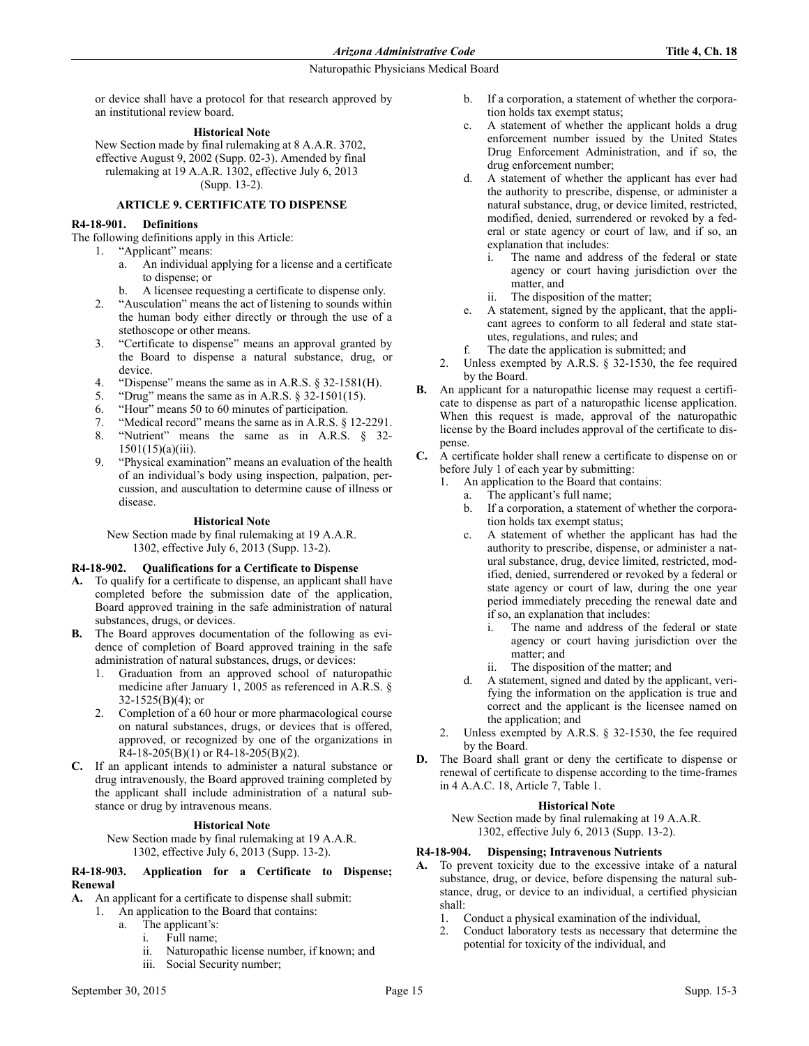or device shall have a protocol for that research approved by an institutional review board.

**Historical Note**

New Section made by final rulemaking at 8 A.A.R. 3702, effective August 9, 2002 (Supp. 02-3). Amended by final rulemaking at 19 A.A.R. 1302, effective July 6, 2013 (Supp. 13-2).

## ARTICLE 9. CERTIFICATE TO DISPENSE

### R4-18-901. Definitions

The following definitions apply in this Article:

1. "Applicant" means:
   a. An individual applying for a license and a certificate to dispense; or
   b. A licensee requesting a certificate to dispense only.
2. "Ausculation" means the act of listening to sounds within the human body either directly or through the use of a stethoscope or other means.
3. "Certificate to dispense" means an approval granted by the Board to dispense a natural substance, drug, or device.
4. "Dispense" means the same as in A.R.S. § 32-1581(H).
5. "Drug" means the same as in A.R.S. § 32-1501(15).
6. "Hour" means 50 to 60 minutes of participation.
7. "Medical record" means the same as in A.R.S. § 12-2291.
8. "Nutrient" means the same as in A.R.S. § 32-1501(15)(a)(iii).
9. "Physical examination" means an evaluation of the health of an individual's body using inspection, palpation, percussion, and auscultation to determine cause of illness or disease.

**Historical Note**

New Section made by final rulemaking at 19 A.A.R. 1302, effective July 6, 2013 (Supp. 13-2).

### R4-18-902. Qualifications for a Certificate to Dispense

**A.** To qualify for a certificate to dispense, an applicant shall have completed before the submission date of the application, Board approved training in the safe administration of natural substances, drugs, or devices.

**B.** The Board approves documentation of the following as evidence of completion of Board approved training in the safe administration of natural substances, drugs, or devices:

1. Graduation from an approved school of naturopathic medicine after January 1, 2005 as referenced in A.R.S. § 32-1525(B)(4); or
2. Completion of a 60 hour or more pharmacological course on natural substances, drugs, or devices that is offered, approved, or recognized by one of the organizations in R4-18-205(B)(1) or R4-18-205(B)(2).

**C.** If an applicant intends to administer a natural substance or drug intravenously, the Board approved training completed by the applicant shall include administration of a natural substance or drug by intravenous means.

**Historical Note**

New Section made by final rulemaking at 19 A.A.R. 1302, effective July 6, 2013 (Supp. 13-2).

### R4-18-903. Application for a Certificate to Dispense; Renewal

**A.** An applicant for a certificate to dispense shall submit:

1. An application to the Board that contains:
   a. The applicant's:
      i. Full name;
      ii. Naturopathic license number, if known; and
      iii. Social Security number;
   b. If a corporation, a statement of whether the corporation holds tax exempt status;
   c. A statement of whether the applicant holds a drug enforcement number issued by the United States Drug Enforcement Administration, and if so, the drug enforcement number;
   d. A statement of whether the applicant has ever had the authority to prescribe, dispense, or administer a natural substance, drug, or device limited, restricted, modified, denied, surrendered or revoked by a federal or state agency or court of law, and if so, an explanation that includes:
      i. The name and address of the federal or state agency or court having jurisdiction over the matter, and
      ii. The disposition of the matter;
   e. A statement, signed by the applicant, that the applicant agrees to conform to all federal and state statutes, regulations, and rules; and
   f. The date the application is submitted; and
2. Unless exempted by A.R.S. § 32-1530, the fee required by the Board.

**B.** An applicant for a naturopathic license may request a certificate to dispense as part of a naturopathic license application. When this request is made, approval of the naturopathic license by the Board includes approval of the certificate to dispense.

**C.** A certificate holder shall renew a certificate to dispense on or before July 1 of each year by submitting:

1. An application to the Board that contains:
   a. The applicant's full name;
   b. If a corporation, a statement of whether the corporation holds tax exempt status;
   c. A statement of whether the applicant has had the authority to prescribe, dispense, or administer a natural substance, drug, device limited, restricted, modified, denied, surrendered or revoked by a federal or state agency or court of law, during the one year period immediately preceding the renewal date and if so, an explanation that includes:
      i. The name and address of the federal or state agency or court having jurisdiction over the matter; and
      ii. The disposition of the matter; and
   d. A statement, signed and dated by the applicant, verifying the information on the application is true and correct and the applicant is the licensee named on the application; and
2. Unless exempted by A.R.S. § 32-1530, the fee required by the Board.

**D.** The Board shall grant or deny the certificate to dispense or renewal of certificate to dispense according to the time-frames in 4 A.A.C. 18, Article 7, Table 1.

**Historical Note**

New Section made by final rulemaking at 19 A.A.R. 1302, effective July 6, 2013 (Supp. 13-2).

### R4-18-904. Dispensing; Intravenous Nutrients

**A.** To prevent toxicity due to the excessive intake of a natural substance, drug, or device, before dispensing the natural substance, drug, or device to an individual, a certified physician shall:

1. Conduct a physical examination of the individual,
2. Conduct laboratory tests as necessary that determine the potential for toxicity of the individual, and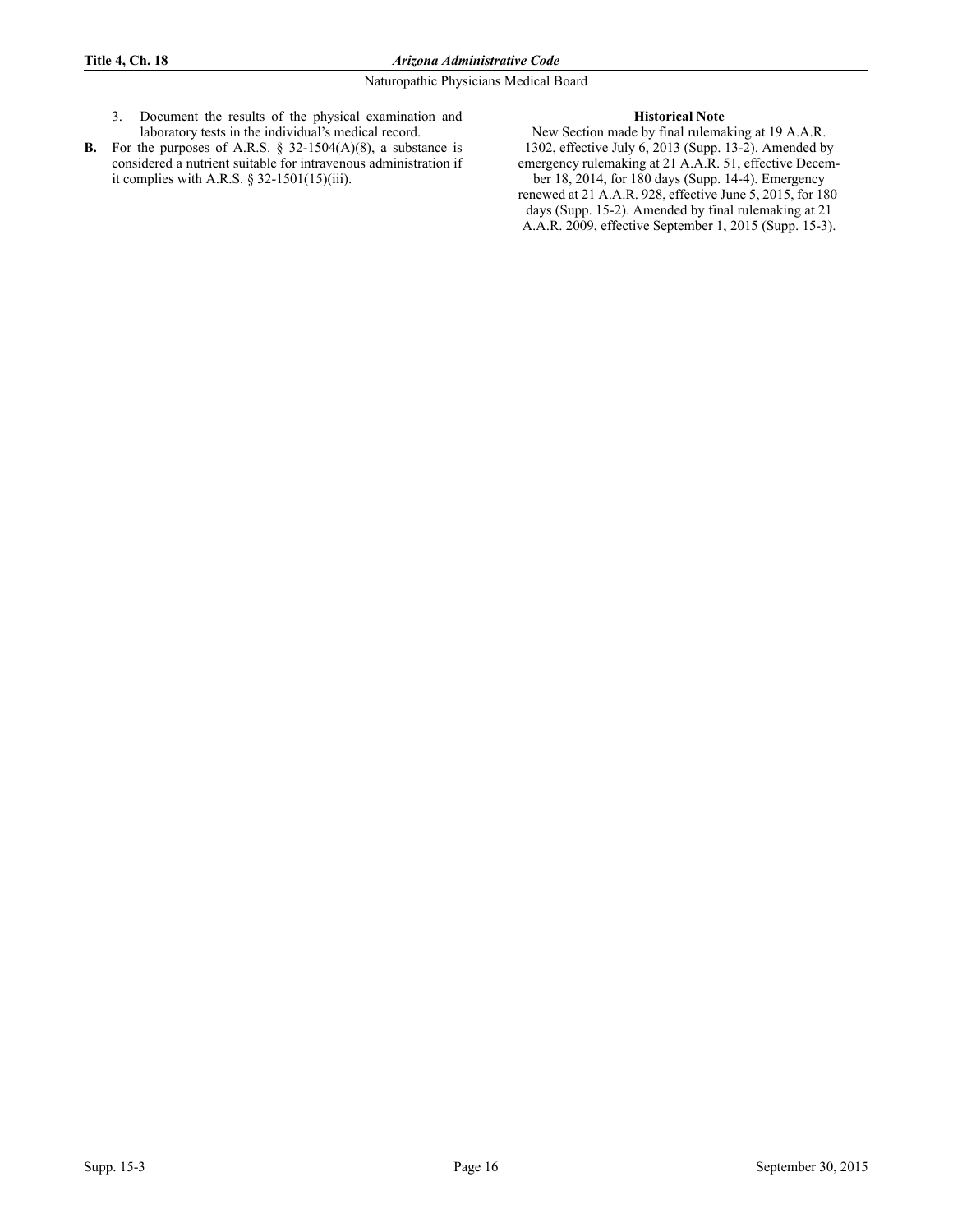3. Document the results of the physical examination and laboratory tests in the individual's medical record.

**B.** For the purposes of A.R.S. § 32-1504(A)(8), a substance is considered a nutrient suitable for intravenous administration if it complies with A.R.S. § 32-1501(15)(iii).

**Historical Note**

New Section made by final rulemaking at 19 A.A.R. 1302, effective July 6, 2013 (Supp. 13-2). Amended by emergency rulemaking at 21 A.A.R. 51, effective December 18, 2014, for 180 days (Supp. 14-4). Emergency renewed at 21 A.A.R. 928, effective June 5, 2015, for 180 days (Supp. 15-2). Amended by final rulemaking at 21 A.A.R. 2009, effective September 1, 2015 (Supp. 15-3).